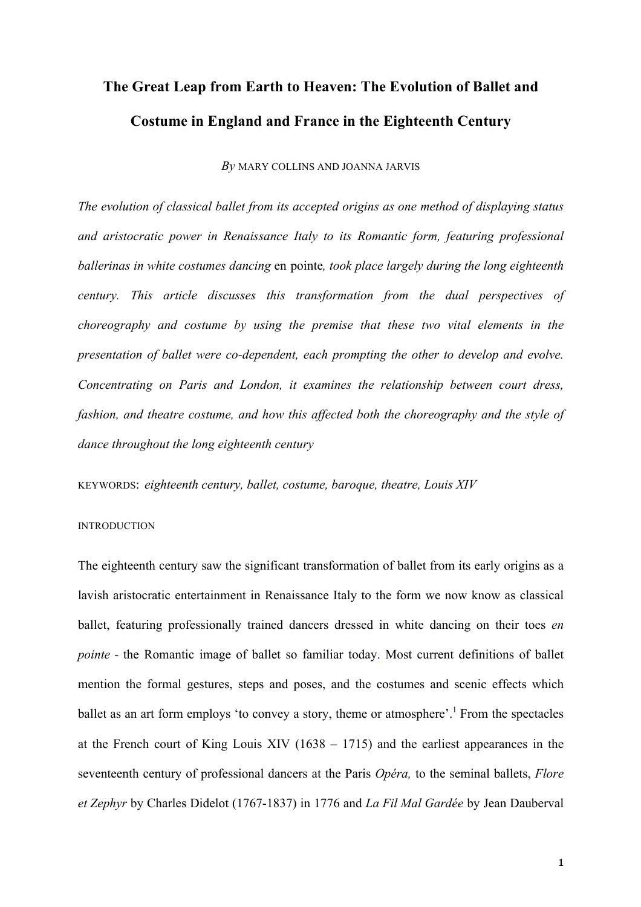# The Great Leap from Earth to Heaven: The Evolution of Ballet and Costume in England and France in the Eighteenth Century

*By* MARY COLLINS AND JOANNA JARVIS

*The evolution of classical ballet from its accepted origins as one method of displaying status and aristocratic power in Renaissance Italy to its Romantic form, featuring professional ballerinas in white costumes dancing* en pointe*, took place largely during the long eighteenth century. This article discusses this transformation from the dual perspectives of choreography and costume by using the premise that these two vital elements in the presentation of ballet were co-dependent, each prompting the other to develop and evolve. Concentrating on Paris and London, it examines the relationship between court dress, fashion, and theatre costume, and how this affected both the choreography and the style of dance throughout the long eighteenth century*

KEYWORDS: *eighteenth century, ballet, costume, baroque, theatre, Louis XIV*

## INTRODUCTION

The eighteenth century saw the significant transformation of ballet from its early origins as a lavish aristocratic entertainment in Renaissance Italy to the form we now know as classical ballet, featuring professionally trained dancers dressed in white dancing on their toes *en pointe* - the Romantic image of ballet so familiar today. Most current definitions of ballet mention the formal gestures, steps and poses, and the costumes and scenic effects which ballet as an art form employs 'to convey a story, theme or atmosphere'.[1] From the spectacles at the French court of King Louis XIV (1638 – 1715) and the earliest appearances in the seventeenth century of professional dancers at the Paris *Opéra,* to the seminal ballets, *Flore et Zephyr* by Charles Didelot (1767-1837) in 1776 and *La Fil Mal Gardée* by Jean Dauberval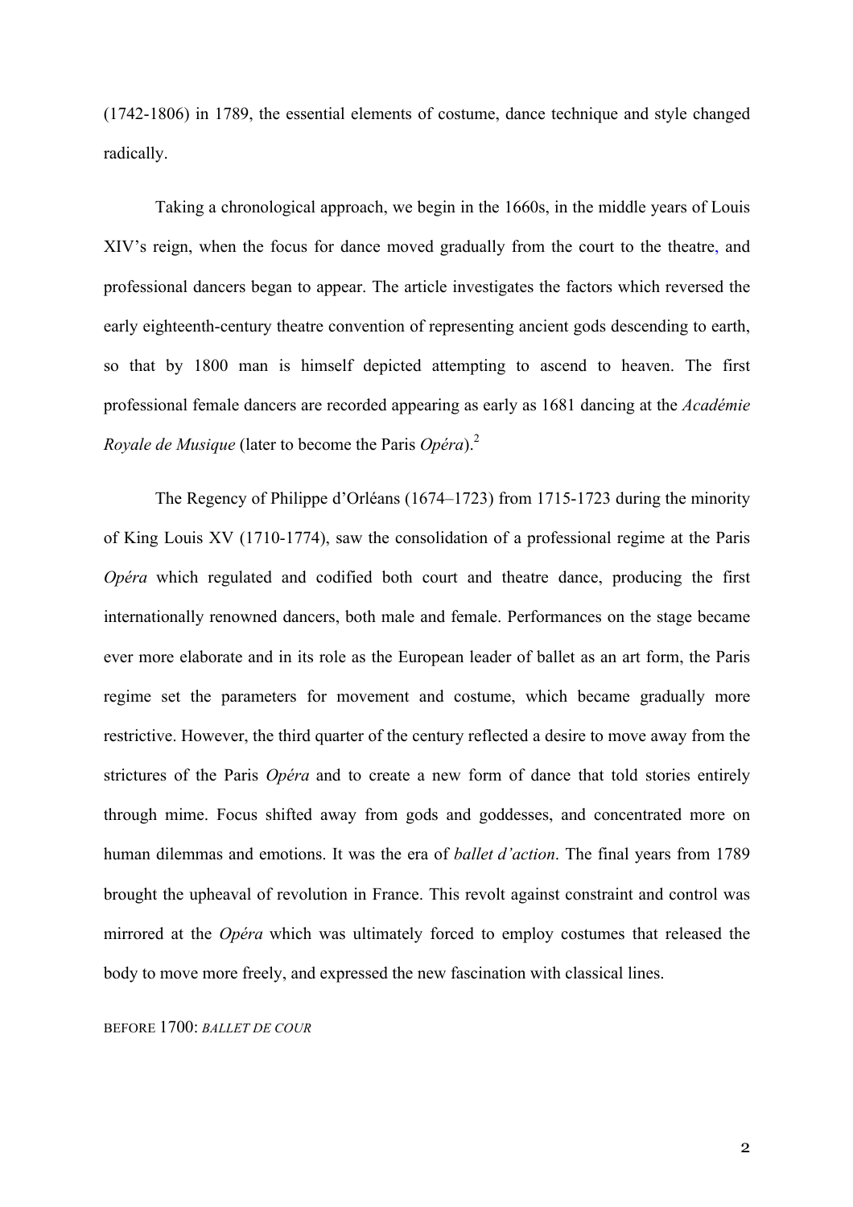(1742-1806) in 1789, the essential elements of costume, dance technique and style changed radically.

Taking a chronological approach, we begin in the 1660s, in the middle years of Louis XIV's reign, when the focus for dance moved gradually from the court to the theatre, and professional dancers began to appear. The article investigates the factors which reversed the early eighteenth-century theatre convention of representing ancient gods descending to earth, so that by 1800 man is himself depicted attempting to ascend to heaven. The first professional female dancers are recorded appearing as early as 1681 dancing at the *Académie Royale de Musique* (later to become the Paris *Opéra*).[2]

The Regency of Philippe d'Orléans (1674–1723) from 1715-1723 during the minority of King Louis XV (1710-1774), saw the consolidation of a professional regime at the Paris *Opéra* which regulated and codified both court and theatre dance, producing the first internationally renowned dancers, both male and female. Performances on the stage became ever more elaborate and in its role as the European leader of ballet as an art form, the Paris regime set the parameters for movement and costume, which became gradually more restrictive. However, the third quarter of the century reflected a desire to move away from the strictures of the Paris *Opéra* and to create a new form of dance that told stories entirely through mime. Focus shifted away from gods and goddesses, and concentrated more on human dilemmas and emotions. It was the era of *ballet d'action*. The final years from 1789 brought the upheaval of revolution in France. This revolt against constraint and control was mirrored at the *Opéra* which was ultimately forced to employ costumes that released the body to move more freely, and expressed the new fascination with classical lines.

## BEFORE 1700: *BALLET DE COUR*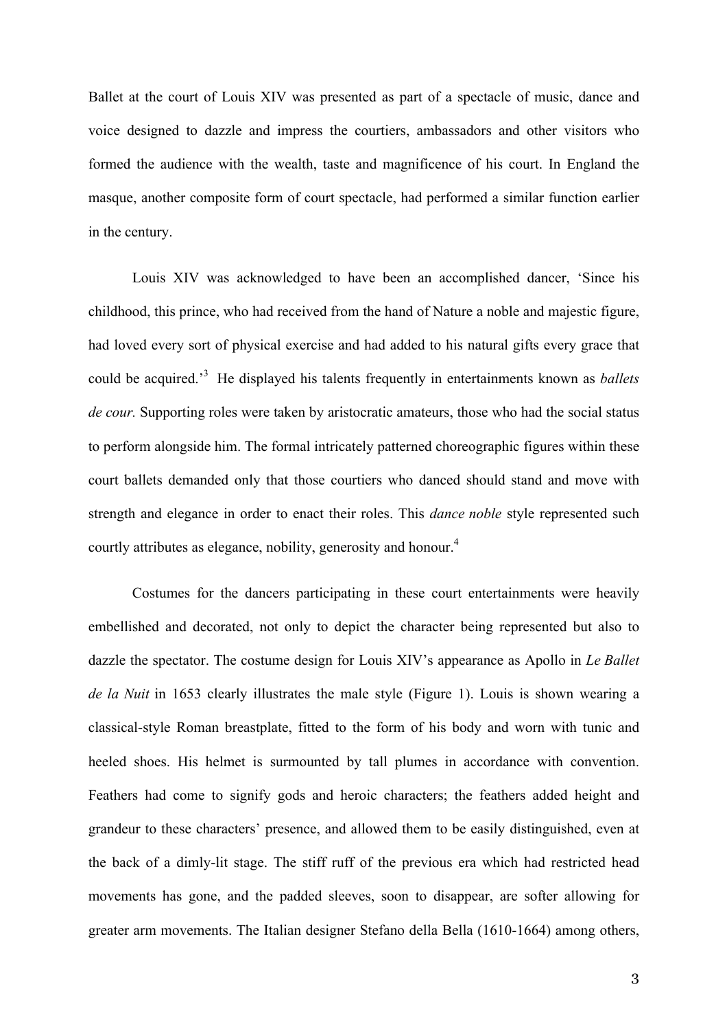Ballet at the court of Louis XIV was presented as part of a spectacle of music, dance and voice designed to dazzle and impress the courtiers, ambassadors and other visitors who formed the audience with the wealth, taste and magnificence of his court. In England the masque, another composite form of court spectacle, had performed a similar function earlier in the century.

Louis XIV was acknowledged to have been an accomplished dancer, 'Since his childhood, this prince, who had received from the hand of Nature a noble and majestic figure, had loved every sort of physical exercise and had added to his natural gifts every grace that could be acquired.'[3] He displayed his talents frequently in entertainments known as *ballets de cour.* Supporting roles were taken by aristocratic amateurs, those who had the social status to perform alongside him. The formal intricately patterned choreographic figures within these court ballets demanded only that those courtiers who danced should stand and move with strength and elegance in order to enact their roles. This *dance noble* style represented such courtly attributes as elegance, nobility, generosity and honour.[4]

Costumes for the dancers participating in these court entertainments were heavily embellished and decorated, not only to depict the character being represented but also to dazzle the spectator. The costume design for Louis XIV's appearance as Apollo in *Le Ballet de la Nuit* in 1653 clearly illustrates the male style (Figure 1). Louis is shown wearing a classical-style Roman breastplate, fitted to the form of his body and worn with tunic and heeled shoes. His helmet is surmounted by tall plumes in accordance with convention. Feathers had come to signify gods and heroic characters; the feathers added height and grandeur to these characters' presence, and allowed them to be easily distinguished, even at the back of a dimly-lit stage. The stiff ruff of the previous era which had restricted head movements has gone, and the padded sleeves, soon to disappear, are softer allowing for greater arm movements. The Italian designer Stefano della Bella (1610-1664) among others,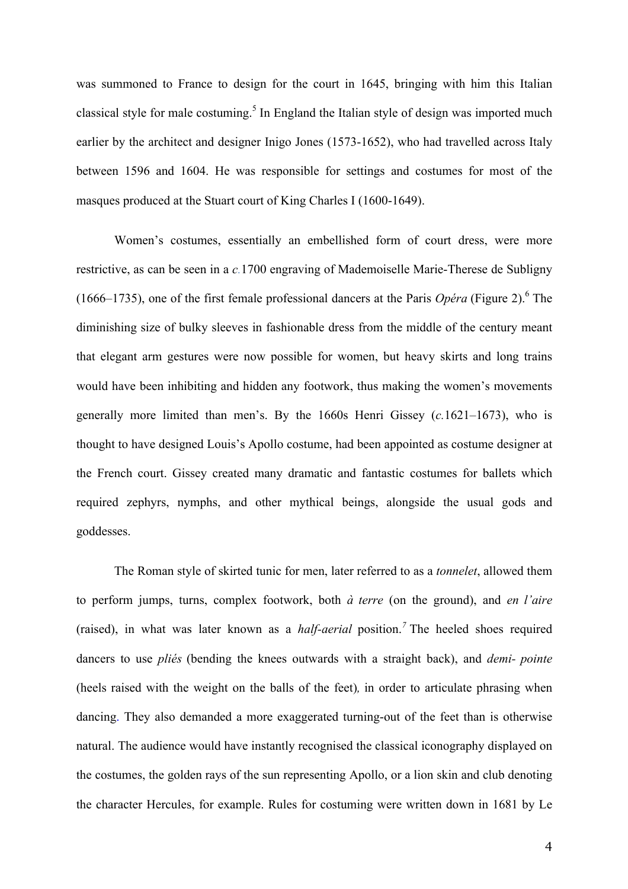was summoned to France to design for the court in 1645, bringing with him this Italian classical style for male costuming.[5] In England the Italian style of design was imported much earlier by the architect and designer Inigo Jones (1573-1652), who had travelled across Italy between 1596 and 1604. He was responsible for settings and costumes for most of the masques produced at the Stuart court of King Charles I (1600-1649).

Women's costumes, essentially an embellished form of court dress, were more restrictive, as can be seen in a *c.*1700 engraving of Mademoiselle Marie-Therese de Subligny (1666–1735), one of the first female professional dancers at the Paris *Opéra* (Figure 2).[6] The diminishing size of bulky sleeves in fashionable dress from the middle of the century meant that elegant arm gestures were now possible for women, but heavy skirts and long trains would have been inhibiting and hidden any footwork, thus making the women's movements generally more limited than men's. By the 1660s Henri Gissey (*c.*1621–1673), who is thought to have designed Louis's Apollo costume, had been appointed as costume designer at the French court. Gissey created many dramatic and fantastic costumes for ballets which required zephyrs, nymphs, and other mythical beings, alongside the usual gods and goddesses.

The Roman style of skirted tunic for men, later referred to as a *tonnelet*, allowed them to perform jumps, turns, complex footwork, both *à terre* (on the ground), and *en l'aire* (raised), in what was later known as a *half-aerial* position.[7] The heeled shoes required dancers to use *pliés* (bending the knees outwards with a straight back), and *demi- pointe* (heels raised with the weight on the balls of the feet), in order to articulate phrasing when dancing. They also demanded a more exaggerated turning-out of the feet than is otherwise natural. The audience would have instantly recognised the classical iconography displayed on the costumes, the golden rays of the sun representing Apollo, or a lion skin and club denoting the character Hercules, for example. Rules for costuming were written down in 1681 by Le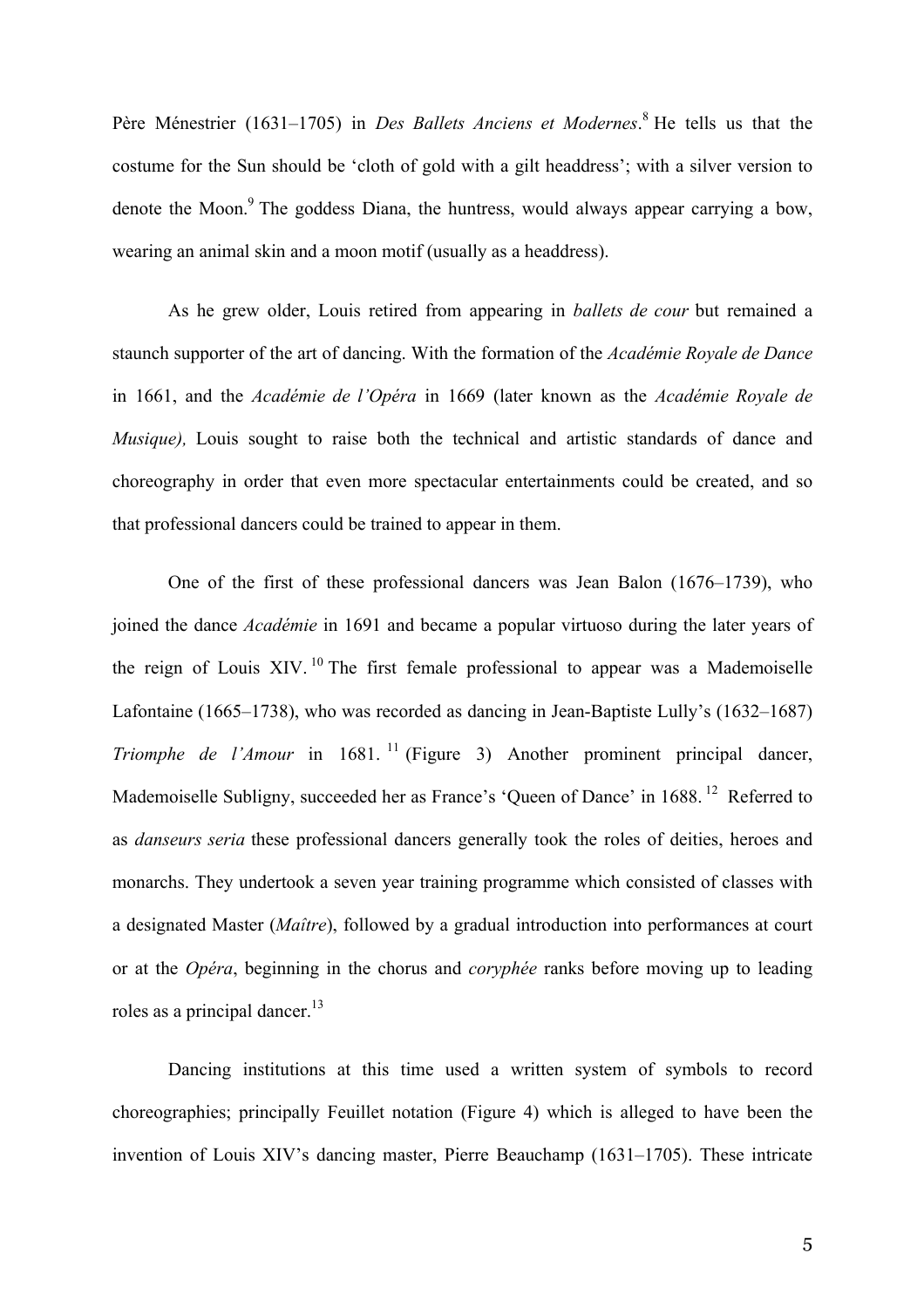Père Ménestrier (1631–1705) in *Des Ballets Anciens et Modernes*.[8] He tells us that the costume for the Sun should be 'cloth of gold with a gilt headdress'; with a silver version to denote the Moon.[9] The goddess Diana, the huntress, would always appear carrying a bow, wearing an animal skin and a moon motif (usually as a headdress).

As he grew older, Louis retired from appearing in *ballets de cour* but remained a staunch supporter of the art of dancing. With the formation of the *Académie Royale de Dance* in 1661, and the *Académie de l'Opéra* in 1669 (later known as the *Académie Royale de Musique),* Louis sought to raise both the technical and artistic standards of dance and choreography in order that even more spectacular entertainments could be created, and so that professional dancers could be trained to appear in them.

One of the first of these professional dancers was Jean Balon (1676–1739), who joined the dance *Académie* in 1691 and became a popular virtuoso during the later years of the reign of Louis XIV.[10] The first female professional to appear was a Mademoiselle Lafontaine (1665–1738), who was recorded as dancing in Jean-Baptiste Lully's (1632–1687) *Triomphe de l'Amour* in 1681.[11] (Figure 3) Another prominent principal dancer, Mademoiselle Subligny, succeeded her as France's 'Queen of Dance' in 1688.[12] Referred to as *danseurs seria* these professional dancers generally took the roles of deities, heroes and monarchs. They undertook a seven year training programme which consisted of classes with a designated Master (*Maître*), followed by a gradual introduction into performances at court or at the *Opéra*, beginning in the chorus and *coryphée* ranks before moving up to leading roles as a principal dancer.[13]

Dancing institutions at this time used a written system of symbols to record choreographies; principally Feuillet notation (Figure 4) which is alleged to have been the invention of Louis XIV's dancing master, Pierre Beauchamp (1631–1705). These intricate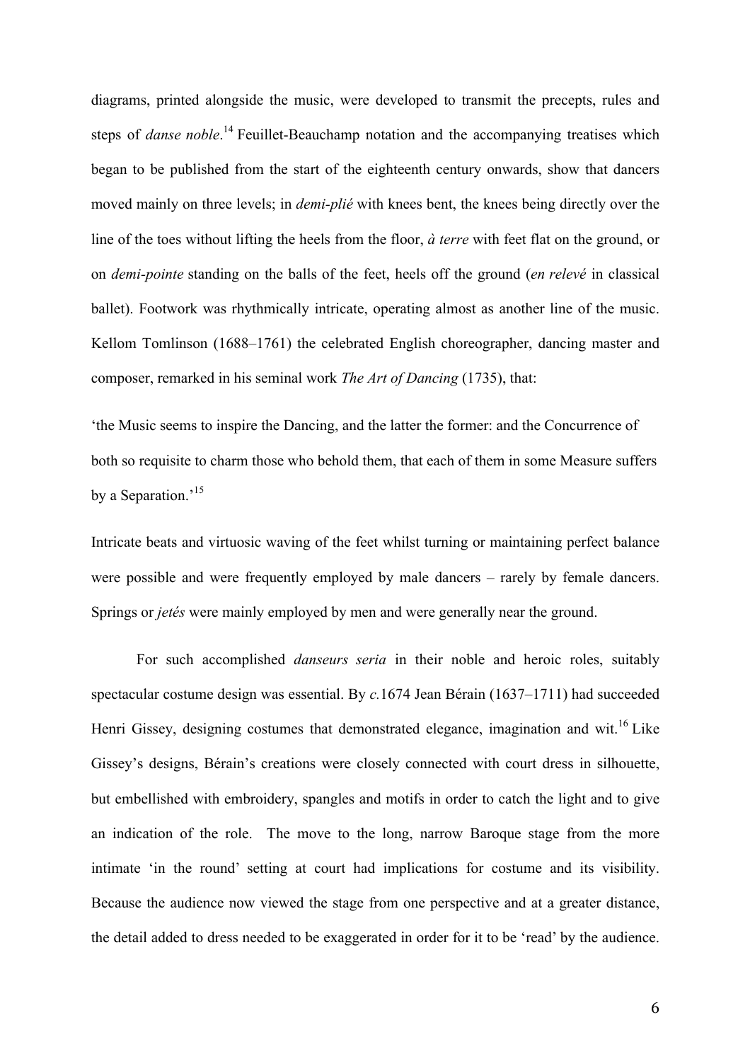diagrams, printed alongside the music, were developed to transmit the precepts, rules and steps of *danse noble*.[14] Feuillet-Beauchamp notation and the accompanying treatises which began to be published from the start of the eighteenth century onwards, show that dancers moved mainly on three levels; in *demi-plié* with knees bent, the knees being directly over the line of the toes without lifting the heels from the floor, *à terre* with feet flat on the ground, or on *demi-pointe* standing on the balls of the feet, heels off the ground (*en relevé* in classical ballet). Footwork was rhythmically intricate, operating almost as another line of the music. Kellom Tomlinson (1688–1761) the celebrated English choreographer, dancing master and composer, remarked in his seminal work *The Art of Dancing* (1735), that:

'the Music seems to inspire the Dancing, and the latter the former: and the Concurrence of both so requisite to charm those who behold them, that each of them in some Measure suffers by a Separation.'[15]

Intricate beats and virtuosic waving of the feet whilst turning or maintaining perfect balance were possible and were frequently employed by male dancers – rarely by female dancers. Springs or *jetés* were mainly employed by men and were generally near the ground.

For such accomplished *danseurs seria* in their noble and heroic roles, suitably spectacular costume design was essential. By *c.*1674 Jean Bérain (1637–1711) had succeeded Henri Gissey, designing costumes that demonstrated elegance, imagination and wit.[16] Like Gissey's designs, Bérain's creations were closely connected with court dress in silhouette, but embellished with embroidery, spangles and motifs in order to catch the light and to give an indication of the role. The move to the long, narrow Baroque stage from the more intimate 'in the round' setting at court had implications for costume and its visibility. Because the audience now viewed the stage from one perspective and at a greater distance, the detail added to dress needed to be exaggerated in order for it to be 'read' by the audience.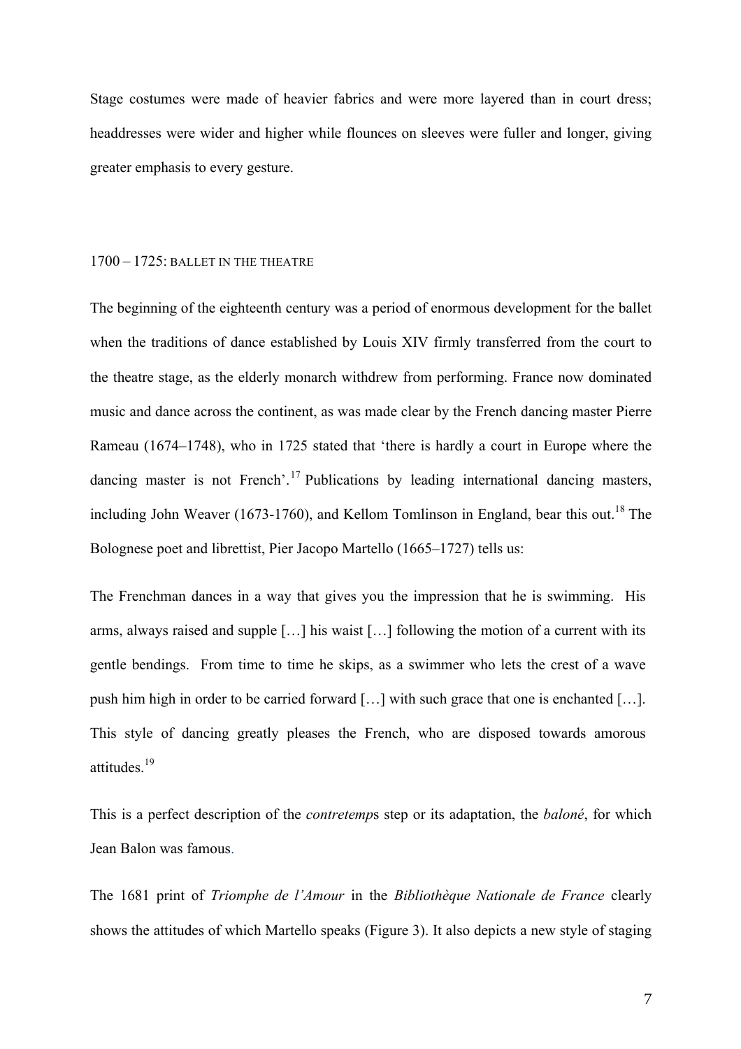Stage costumes were made of heavier fabrics and were more layered than in court dress; headdresses were wider and higher while flounces on sleeves were fuller and longer, giving greater emphasis to every gesture.

## 1700 – 1725: BALLET IN THE THEATRE

The beginning of the eighteenth century was a period of enormous development for the ballet when the traditions of dance established by Louis XIV firmly transferred from the court to the theatre stage, as the elderly monarch withdrew from performing. France now dominated music and dance across the continent, as was made clear by the French dancing master Pierre Rameau (1674–1748), who in 1725 stated that 'there is hardly a court in Europe where the dancing master is not French'.[17] Publications by leading international dancing masters, including John Weaver (1673-1760), and Kellom Tomlinson in England, bear this out.[18] The Bolognese poet and librettist, Pier Jacopo Martello (1665–1727) tells us:

> The Frenchman dances in a way that gives you the impression that he is swimming. His arms, always raised and supple […] his waist […] following the motion of a current with its gentle bendings. From time to time he skips, as a swimmer who lets the crest of a wave push him high in order to be carried forward […] with such grace that one is enchanted […]. This style of dancing greatly pleases the French, who are disposed towards amorous attitudes.[19]

This is a perfect description of the *contretemp*s step or its adaptation, the *baloné*, for which Jean Balon was famous.

The 1681 print of *Triomphe de l'Amour* in the *Bibliothèque Nationale de France* clearly shows the attitudes of which Martello speaks (Figure 3). It also depicts a new style of staging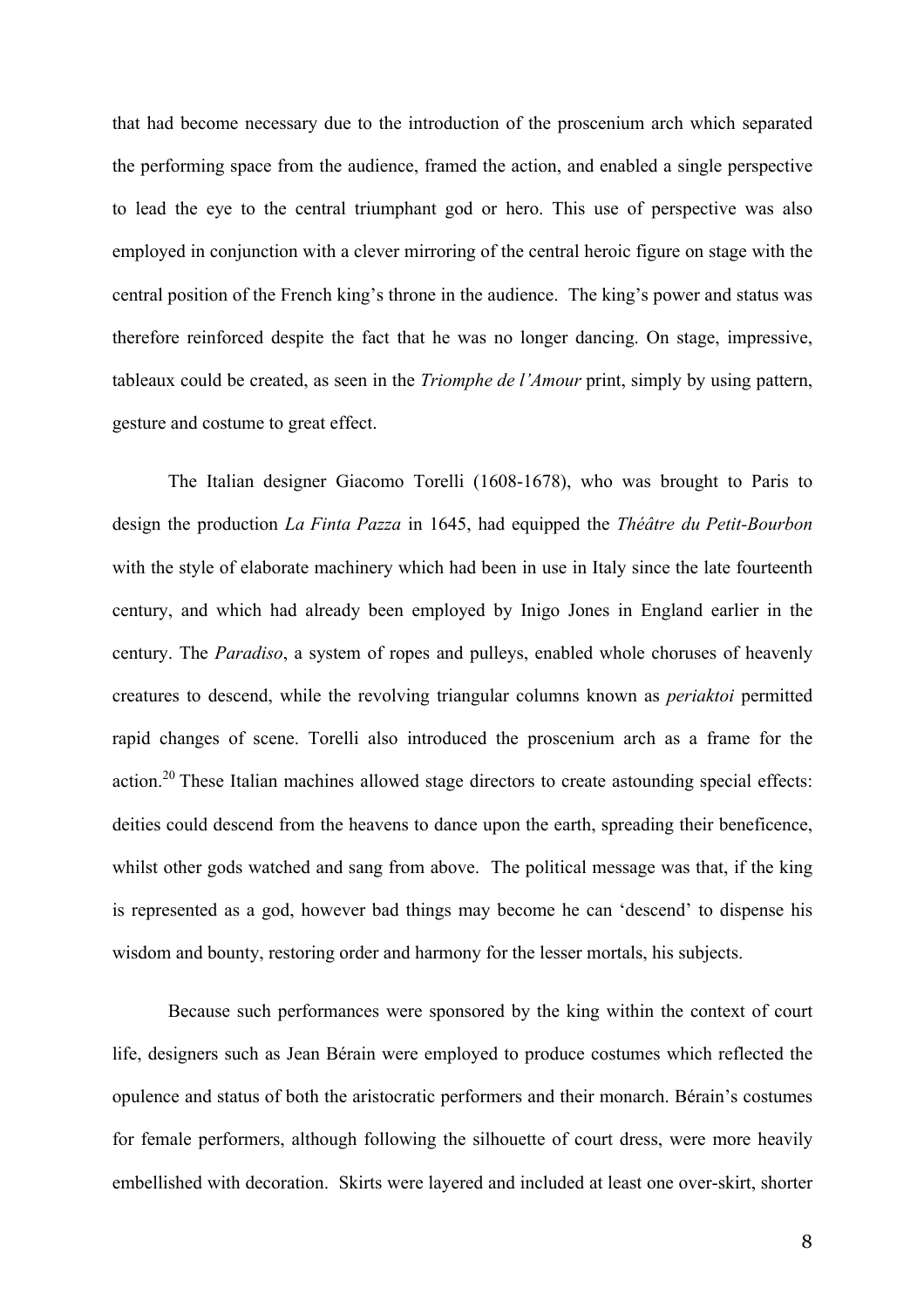that had become necessary due to the introduction of the proscenium arch which separated the performing space from the audience, framed the action, and enabled a single perspective to lead the eye to the central triumphant god or hero. This use of perspective was also employed in conjunction with a clever mirroring of the central heroic figure on stage with the central position of the French king's throne in the audience. The king's power and status was therefore reinforced despite the fact that he was no longer dancing. On stage, impressive, tableaux could be created, as seen in the *Triomphe de l'Amour* print, simply by using pattern, gesture and costume to great effect.

The Italian designer Giacomo Torelli (1608-1678), who was brought to Paris to design the production *La Finta Pazza* in 1645, had equipped the *Théâtre du Petit-Bourbon* with the style of elaborate machinery which had been in use in Italy since the late fourteenth century, and which had already been employed by Inigo Jones in England earlier in the century. The *Paradiso*, a system of ropes and pulleys, enabled whole choruses of heavenly creatures to descend, while the revolving triangular columns known as *periaktoi* permitted rapid changes of scene. Torelli also introduced the proscenium arch as a frame for the action.[20] These Italian machines allowed stage directors to create astounding special effects: deities could descend from the heavens to dance upon the earth, spreading their beneficence, whilst other gods watched and sang from above. The political message was that, if the king is represented as a god, however bad things may become he can 'descend' to dispense his wisdom and bounty, restoring order and harmony for the lesser mortals, his subjects.

Because such performances were sponsored by the king within the context of court life, designers such as Jean Bérain were employed to produce costumes which reflected the opulence and status of both the aristocratic performers and their monarch. Bérain's costumes for female performers, although following the silhouette of court dress, were more heavily embellished with decoration. Skirts were layered and included at least one over-skirt, shorter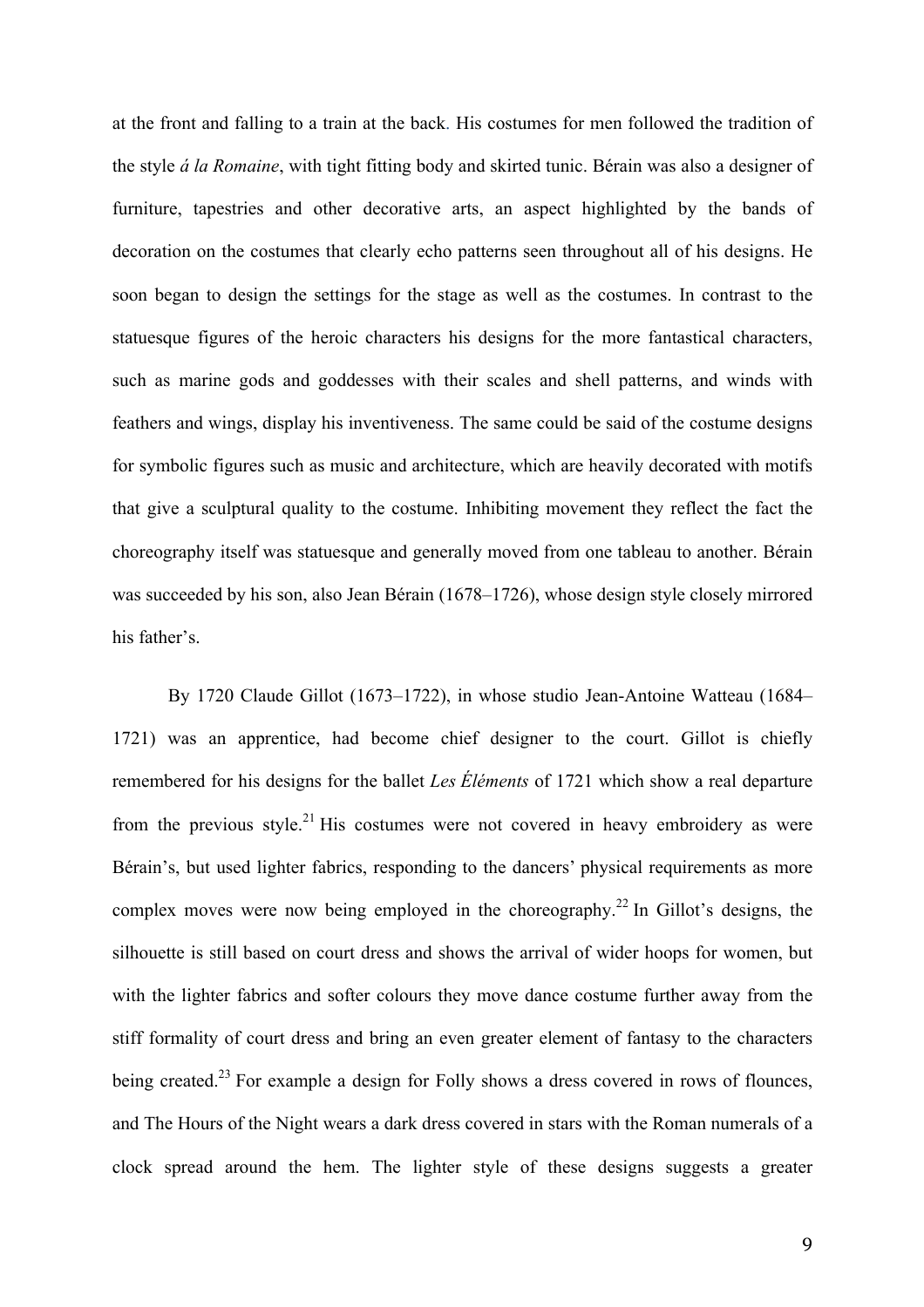at the front and falling to a train at the back. His costumes for men followed the tradition of the style *á la Romaine*, with tight fitting body and skirted tunic. Bérain was also a designer of furniture, tapestries and other decorative arts, an aspect highlighted by the bands of decoration on the costumes that clearly echo patterns seen throughout all of his designs. He soon began to design the settings for the stage as well as the costumes. In contrast to the statuesque figures of the heroic characters his designs for the more fantastical characters, such as marine gods and goddesses with their scales and shell patterns, and winds with feathers and wings, display his inventiveness. The same could be said of the costume designs for symbolic figures such as music and architecture, which are heavily decorated with motifs that give a sculptural quality to the costume. Inhibiting movement they reflect the fact the choreography itself was statuesque and generally moved from one tableau to another. Bérain was succeeded by his son, also Jean Bérain (1678–1726), whose design style closely mirrored his father's.

By 1720 Claude Gillot (1673–1722), in whose studio Jean-Antoine Watteau (1684–1721) was an apprentice, had become chief designer to the court. Gillot is chiefly remembered for his designs for the ballet *Les Éléments* of 1721 which show a real departure from the previous style.[21] His costumes were not covered in heavy embroidery as were Bérain's, but used lighter fabrics, responding to the dancers' physical requirements as more complex moves were now being employed in the choreography.[22] In Gillot's designs, the silhouette is still based on court dress and shows the arrival of wider hoops for women, but with the lighter fabrics and softer colours they move dance costume further away from the stiff formality of court dress and bring an even greater element of fantasy to the characters being created.[23] For example a design for Folly shows a dress covered in rows of flounces, and The Hours of the Night wears a dark dress covered in stars with the Roman numerals of a clock spread around the hem. The lighter style of these designs suggests a greater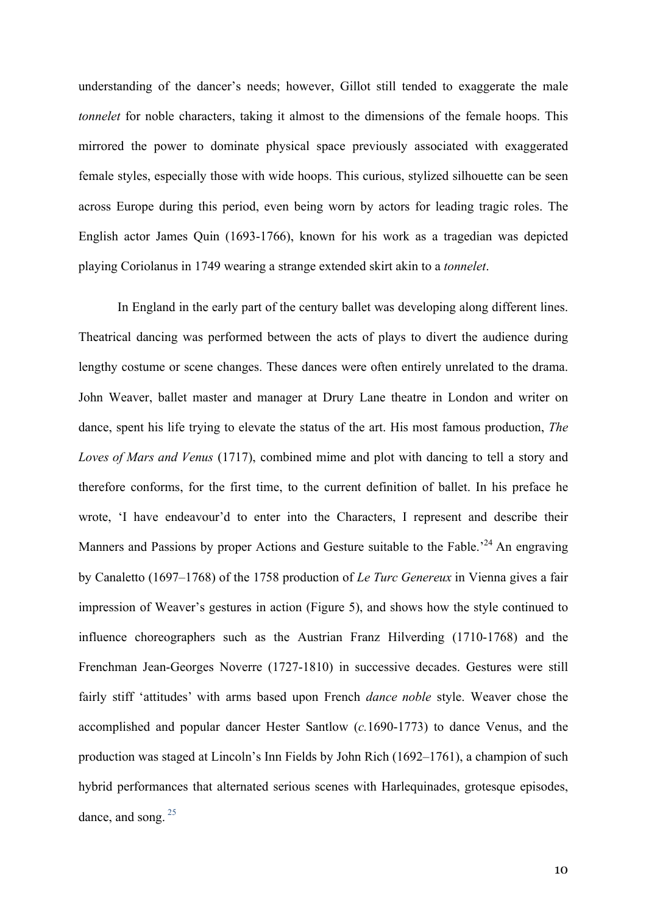understanding of the dancer's needs; however, Gillot still tended to exaggerate the male *tonnelet* for noble characters, taking it almost to the dimensions of the female hoops. This mirrored the power to dominate physical space previously associated with exaggerated female styles, especially those with wide hoops. This curious, stylized silhouette can be seen across Europe during this period, even being worn by actors for leading tragic roles. The English actor James Quin (1693-1766), known for his work as a tragedian was depicted playing Coriolanus in 1749 wearing a strange extended skirt akin to a *tonnelet*.

In England in the early part of the century ballet was developing along different lines. Theatrical dancing was performed between the acts of plays to divert the audience during lengthy costume or scene changes. These dances were often entirely unrelated to the drama. John Weaver, ballet master and manager at Drury Lane theatre in London and writer on dance, spent his life trying to elevate the status of the art. His most famous production, *The Loves of Mars and Venus* (1717), combined mime and plot with dancing to tell a story and therefore conforms, for the first time, to the current definition of ballet. In his preface he wrote, 'I have endeavour'd to enter into the Characters, I represent and describe their Manners and Passions by proper Actions and Gesture suitable to the Fable.'[24] An engraving by Canaletto (1697–1768) of the 1758 production of *Le Turc Genereux* in Vienna gives a fair impression of Weaver's gestures in action (Figure 5), and shows how the style continued to influence choreographers such as the Austrian Franz Hilverding (1710-1768) and the Frenchman Jean-Georges Noverre (1727-1810) in successive decades. Gestures were still fairly stiff 'attitudes' with arms based upon French *dance noble* style. Weaver chose the accomplished and popular dancer Hester Santlow (*c.*1690-1773) to dance Venus, and the production was staged at Lincoln's Inn Fields by John Rich (1692–1761), a champion of such hybrid performances that alternated serious scenes with Harlequinades, grotesque episodes, dance, and song. [25]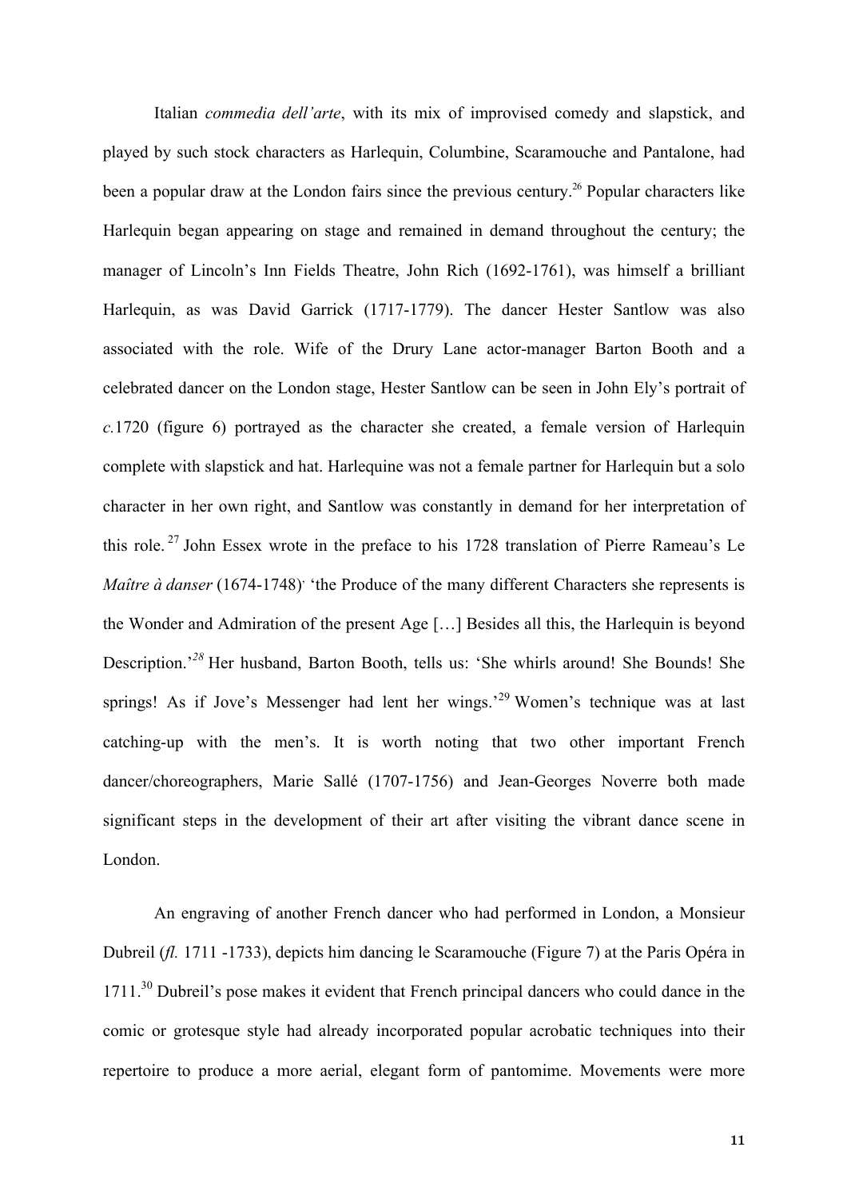Italian *commedia dell'arte*, with its mix of improvised comedy and slapstick, and played by such stock characters as Harlequin, Columbine, Scaramouche and Pantalone, had been a popular draw at the London fairs since the previous century.[26] Popular characters like Harlequin began appearing on stage and remained in demand throughout the century; the manager of Lincoln's Inn Fields Theatre, John Rich (1692-1761), was himself a brilliant Harlequin, as was David Garrick (1717-1779). The dancer Hester Santlow was also associated with the role. Wife of the Drury Lane actor-manager Barton Booth and a celebrated dancer on the London stage, Hester Santlow can be seen in John Ely's portrait of *c.*1720 (figure 6) portrayed as the character she created, a female version of Harlequin complete with slapstick and hat. Harlequine was not a female partner for Harlequin but a solo character in her own right, and Santlow was constantly in demand for her interpretation of this role.[27] John Essex wrote in the preface to his 1728 translation of Pierre Rameau's Le *Maître à danser* (1674-1748). 'the Produce of the many different Characters she represents is the Wonder and Admiration of the present Age […] Besides all this, the Harlequin is beyond Description.'[28] Her husband, Barton Booth, tells us: 'She whirls around! She Bounds! She springs! As if Jove's Messenger had lent her wings.'[29] Women's technique was at last catching-up with the men's. It is worth noting that two other important French dancer/choreographers, Marie Sallé (1707-1756) and Jean-Georges Noverre both made significant steps in the development of their art after visiting the vibrant dance scene in London.

An engraving of another French dancer who had performed in London, a Monsieur Dubreil (*fl.* 1711 -1733), depicts him dancing le Scaramouche (Figure 7) at the Paris Opéra in 1711.[30] Dubreil's pose makes it evident that French principal dancers who could dance in the comic or grotesque style had already incorporated popular acrobatic techniques into their repertoire to produce a more aerial, elegant form of pantomime. Movements were more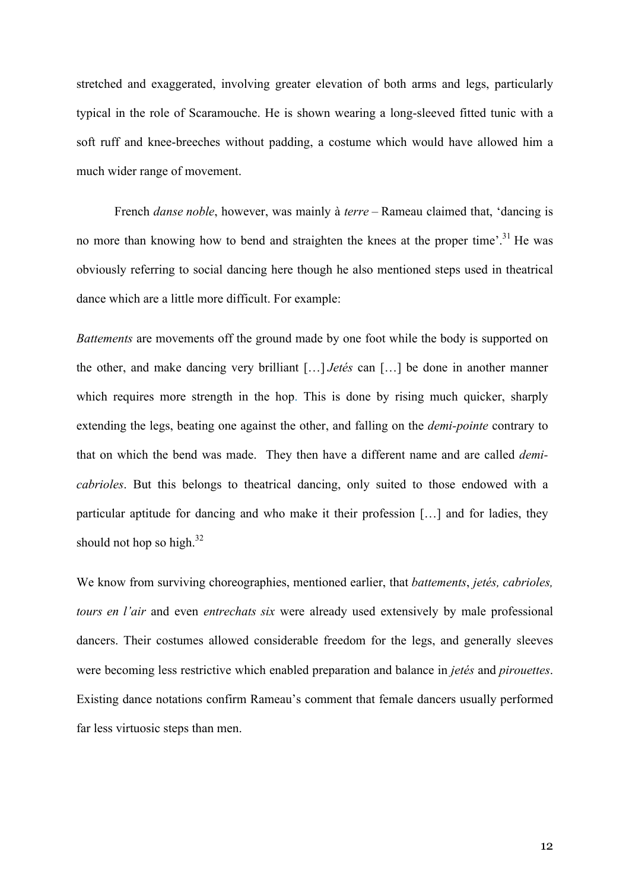stretched and exaggerated, involving greater elevation of both arms and legs, particularly typical in the role of Scaramouche. He is shown wearing a long-sleeved fitted tunic with a soft ruff and knee-breeches without padding, a costume which would have allowed him a much wider range of movement.

French *danse noble*, however, was mainly à *terre* – Rameau claimed that, 'dancing is no more than knowing how to bend and straighten the knees at the proper time'.[31] He was obviously referring to social dancing here though he also mentioned steps used in theatrical dance which are a little more difficult. For example:

> *Battements* are movements off the ground made by one foot while the body is supported on the other, and make dancing very brilliant […] *Jetés* can […] be done in another manner which requires more strength in the hop. This is done by rising much quicker, sharply extending the legs, beating one against the other, and falling on the *demi-pointe* contrary to that on which the bend was made. They then have a different name and are called *demi-cabrioles*. But this belongs to theatrical dancing, only suited to those endowed with a particular aptitude for dancing and who make it their profession […] and for ladies, they should not hop so high.[32]

We know from surviving choreographies, mentioned earlier, that *battements*, *jetés, cabrioles, tours en l'air* and even *entrechats six* were already used extensively by male professional dancers. Their costumes allowed considerable freedom for the legs, and generally sleeves were becoming less restrictive which enabled preparation and balance in *jetés* and *pirouettes*. Existing dance notations confirm Rameau's comment that female dancers usually performed far less virtuosic steps than men.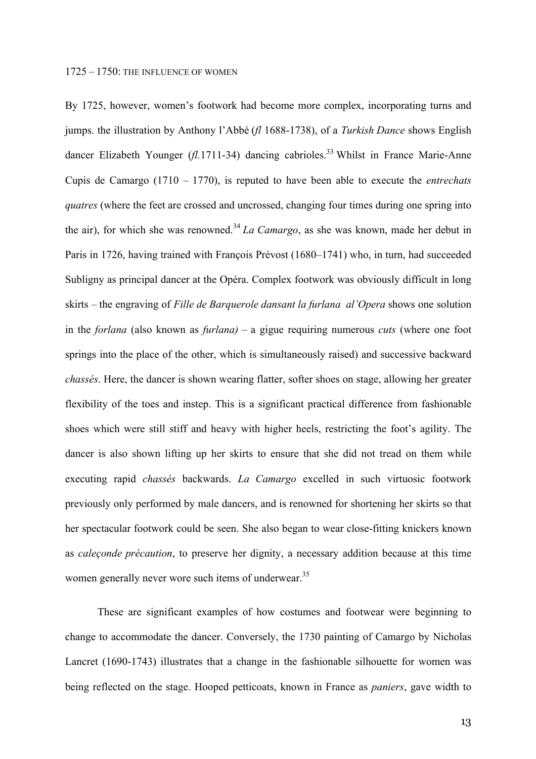## 1725 – 1750: THE INFLUENCE OF WOMEN

By 1725, however, women's footwork had become more complex, incorporating turns and jumps. the illustration by Anthony l'Abbé (*fl* 1688-1738), of a *Turkish Dance* shows English dancer Elizabeth Younger (*fl.*1711-34) dancing cabrioles.[33] Whilst in France Marie-Anne Cupis de Camargo (1710 – 1770), is reputed to have been able to execute the *entrechats quatres* (where the feet are crossed and uncrossed, changing four times during one spring into the air), for which she was renowned.[34] *La Camargo*, as she was known, made her debut in Paris in 1726, having trained with François Prévost (1680–1741) who, in turn, had succeeded Subligny as principal dancer at the Opéra. Complex footwork was obviously difficult in long skirts – the engraving of *Fille de Barquerole dansant la furlana al'Opera* shows one solution in the *forlana* (also known as *furlana)* – a gigue requiring numerous *cuts* (where one foot springs into the place of the other, which is simultaneously raised) and successive backward *chassés*. Here, the dancer is shown wearing flatter, softer shoes on stage, allowing her greater flexibility of the toes and instep. This is a significant practical difference from fashionable shoes which were still stiff and heavy with higher heels, restricting the foot's agility. The dancer is also shown lifting up her skirts to ensure that she did not tread on them while executing rapid *chassés* backwards. *La Camargo* excelled in such virtuosic footwork previously only performed by male dancers, and is renowned for shortening her skirts so that her spectacular footwork could be seen. She also began to wear close-fitting knickers known as *caleçonde précaution*, to preserve her dignity, a necessary addition because at this time women generally never wore such items of underwear.[35]

These are significant examples of how costumes and footwear were beginning to change to accommodate the dancer. Conversely, the 1730 painting of Camargo by Nicholas Lancret (1690-1743) illustrates that a change in the fashionable silhouette for women was being reflected on the stage. Hooped petticoats, known in France as *paniers*, gave width to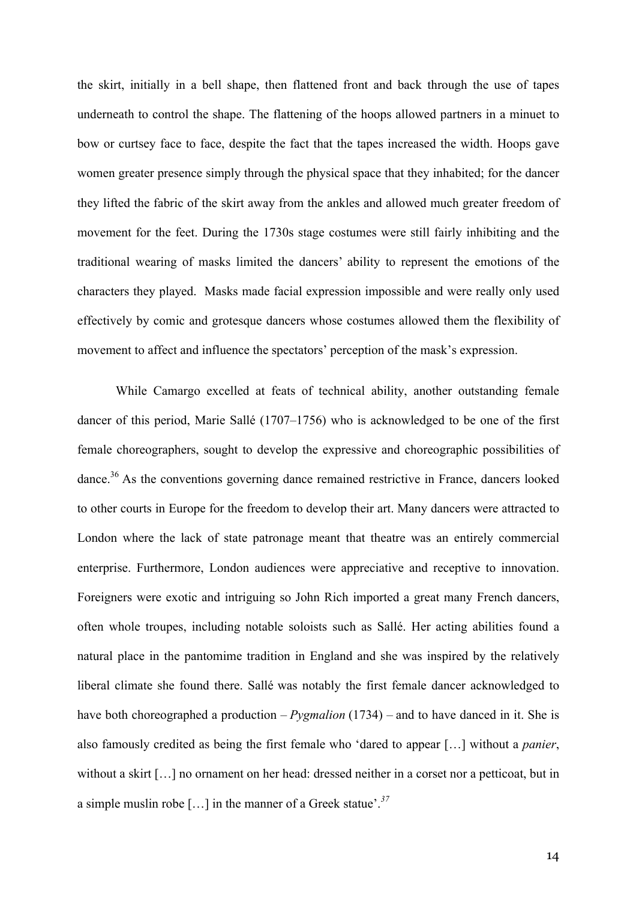the skirt, initially in a bell shape, then flattened front and back through the use of tapes underneath to control the shape. The flattening of the hoops allowed partners in a minuet to bow or curtsey face to face, despite the fact that the tapes increased the width. Hoops gave women greater presence simply through the physical space that they inhabited; for the dancer they lifted the fabric of the skirt away from the ankles and allowed much greater freedom of movement for the feet. During the 1730s stage costumes were still fairly inhibiting and the traditional wearing of masks limited the dancers' ability to represent the emotions of the characters they played. Masks made facial expression impossible and were really only used effectively by comic and grotesque dancers whose costumes allowed them the flexibility of movement to affect and influence the spectators' perception of the mask's expression.

While Camargo excelled at feats of technical ability, another outstanding female dancer of this period, Marie Sallé (1707–1756) who is acknowledged to be one of the first female choreographers, sought to develop the expressive and choreographic possibilities of dance.[36] As the conventions governing dance remained restrictive in France, dancers looked to other courts in Europe for the freedom to develop their art. Many dancers were attracted to London where the lack of state patronage meant that theatre was an entirely commercial enterprise. Furthermore, London audiences were appreciative and receptive to innovation. Foreigners were exotic and intriguing so John Rich imported a great many French dancers, often whole troupes, including notable soloists such as Sallé. Her acting abilities found a natural place in the pantomime tradition in England and she was inspired by the relatively liberal climate she found there. Sallé was notably the first female dancer acknowledged to have both choreographed a production – *Pygmalion* (1734) – and to have danced in it. She is also famously credited as being the first female who 'dared to appear […] without a *panier*, without a skirt […] no ornament on her head: dressed neither in a corset nor a petticoat, but in a simple muslin robe […] in the manner of a Greek statue'.[37]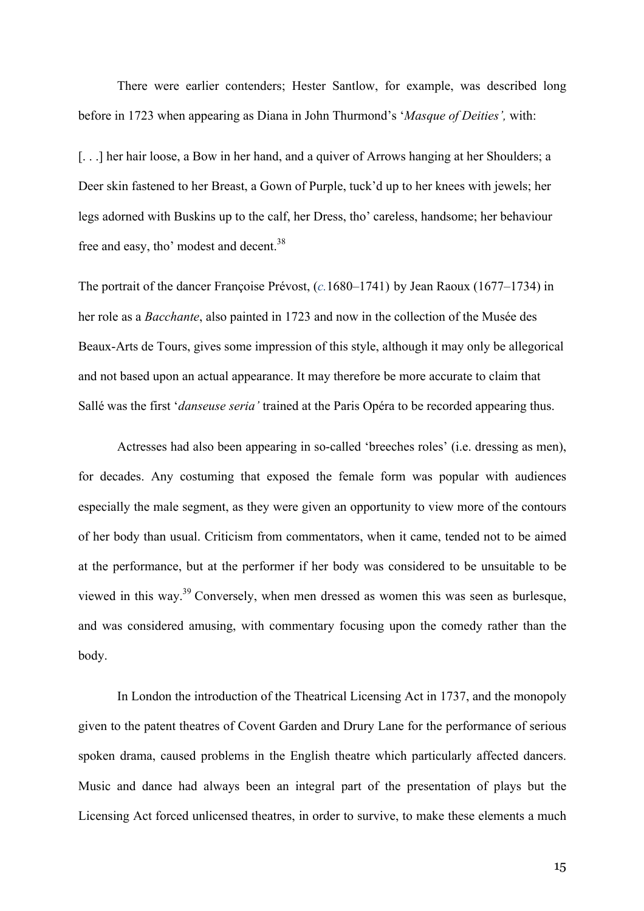There were earlier contenders; Hester Santlow, for example, was described long before in 1723 when appearing as Diana in John Thurmond's '*Masque of Deities',* with:

[. . .] her hair loose, a Bow in her hand, and a quiver of Arrows hanging at her Shoulders; a Deer skin fastened to her Breast, a Gown of Purple, tuck'd up to her knees with jewels; her legs adorned with Buskins up to the calf, her Dress, tho' careless, handsome; her behaviour free and easy, tho' modest and decent.[38]

The portrait of the dancer Françoise Prévost, (*c.*1680–1741) by Jean Raoux (1677–1734) in her role as a *Bacchante*, also painted in 1723 and now in the collection of the Musée des Beaux-Arts de Tours, gives some impression of this style, although it may only be allegorical and not based upon an actual appearance. It may therefore be more accurate to claim that Sallé was the first '*danseuse seria'* trained at the Paris Opéra to be recorded appearing thus.

Actresses had also been appearing in so-called 'breeches roles' (i.e. dressing as men), for decades. Any costuming that exposed the female form was popular with audiences especially the male segment, as they were given an opportunity to view more of the contours of her body than usual. Criticism from commentators, when it came, tended not to be aimed at the performance, but at the performer if her body was considered to be unsuitable to be viewed in this way.[39] Conversely, when men dressed as women this was seen as burlesque, and was considered amusing, with commentary focusing upon the comedy rather than the body.

In London the introduction of the Theatrical Licensing Act in 1737, and the monopoly given to the patent theatres of Covent Garden and Drury Lane for the performance of serious spoken drama, caused problems in the English theatre which particularly affected dancers. Music and dance had always been an integral part of the presentation of plays but the Licensing Act forced unlicensed theatres, in order to survive, to make these elements a much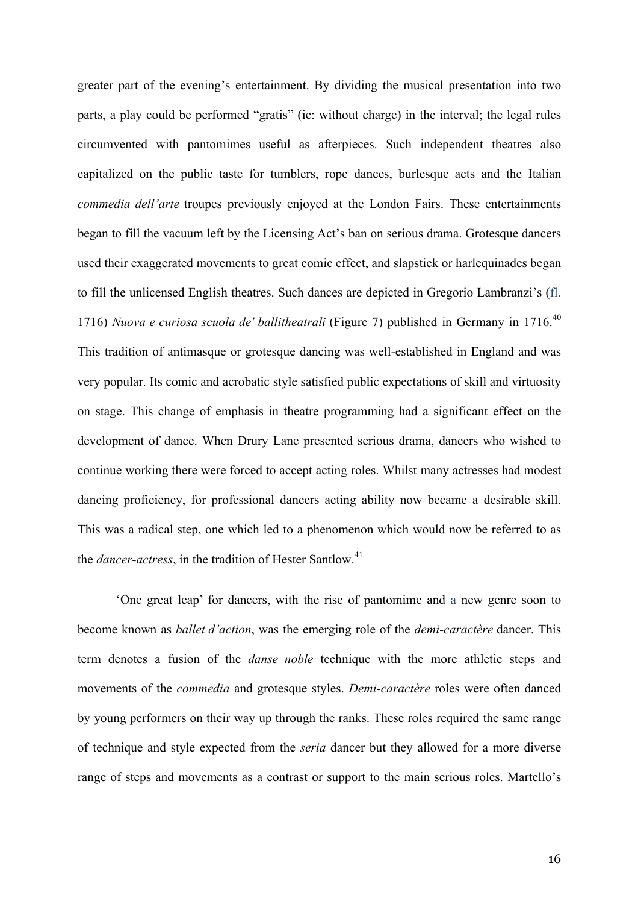greater part of the evening's entertainment. By dividing the musical presentation into two parts, a play could be performed "gratis" (ie: without charge) in the interval; the legal rules circumvented with pantomimes useful as afterpieces. Such independent theatres also capitalized on the public taste for tumblers, rope dances, burlesque acts and the Italian *commedia dell'arte* troupes previously enjoyed at the London Fairs. These entertainments began to fill the vacuum left by the Licensing Act's ban on serious drama. Grotesque dancers used their exaggerated movements to great comic effect, and slapstick or harlequinades began to fill the unlicensed English theatres. Such dances are depicted in Gregorio Lambranzi's (fl. 1716) *Nuova e curiosa scuola de' ballitheatrali* (Figure 7) published in Germany in 1716.[40] This tradition of antimasque or grotesque dancing was well-established in England and was very popular. Its comic and acrobatic style satisfied public expectations of skill and virtuosity on stage. This change of emphasis in theatre programming had a significant effect on the development of dance. When Drury Lane presented serious drama, dancers who wished to continue working there were forced to accept acting roles. Whilst many actresses had modest dancing proficiency, for professional dancers acting ability now became a desirable skill. This was a radical step, one which led to a phenomenon which would now be referred to as the *dancer-actress*, in the tradition of Hester Santlow.[41]

'One great leap' for dancers, with the rise of pantomime and a new genre soon to become known as *ballet d'action*, was the emerging role of the *demi-caractère* dancer. This term denotes a fusion of the *danse noble* technique with the more athletic steps and movements of the *commedia* and grotesque styles. *Demi-caractère* roles were often danced by young performers on their way up through the ranks. These roles required the same range of technique and style expected from the *seria* dancer but they allowed for a more diverse range of steps and movements as a contrast or support to the main serious roles. Martello's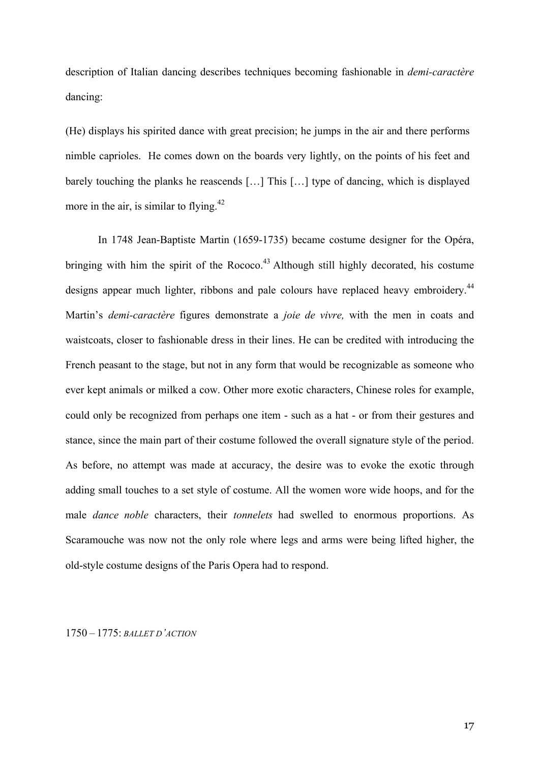description of Italian dancing describes techniques becoming fashionable in *demi-caractère* dancing:

> (He) displays his spirited dance with great precision; he jumps in the air and there performs nimble caprioles. He comes down on the boards very lightly, on the points of his feet and barely touching the planks he reascends […] This […] type of dancing, which is displayed more in the air, is similar to flying.[42]

In 1748 Jean-Baptiste Martin (1659-1735) became costume designer for the Opéra, bringing with him the spirit of the Rococo.[43] Although still highly decorated, his costume designs appear much lighter, ribbons and pale colours have replaced heavy embroidery.[44] Martin's *demi-caractère* figures demonstrate a *joie de vivre,* with the men in coats and waistcoats, closer to fashionable dress in their lines. He can be credited with introducing the French peasant to the stage, but not in any form that would be recognizable as someone who ever kept animals or milked a cow. Other more exotic characters, Chinese roles for example, could only be recognized from perhaps one item - such as a hat - or from their gestures and stance, since the main part of their costume followed the overall signature style of the period. As before, no attempt was made at accuracy, the desire was to evoke the exotic through adding small touches to a set style of costume. All the women wore wide hoops, and for the male *dance noble* characters, their *tonnelets* had swelled to enormous proportions. As Scaramouche was now not the only role where legs and arms were being lifted higher, the old-style costume designs of the Paris Opera had to respond.

## 1750 – 1775: *BALLET D'ACTION*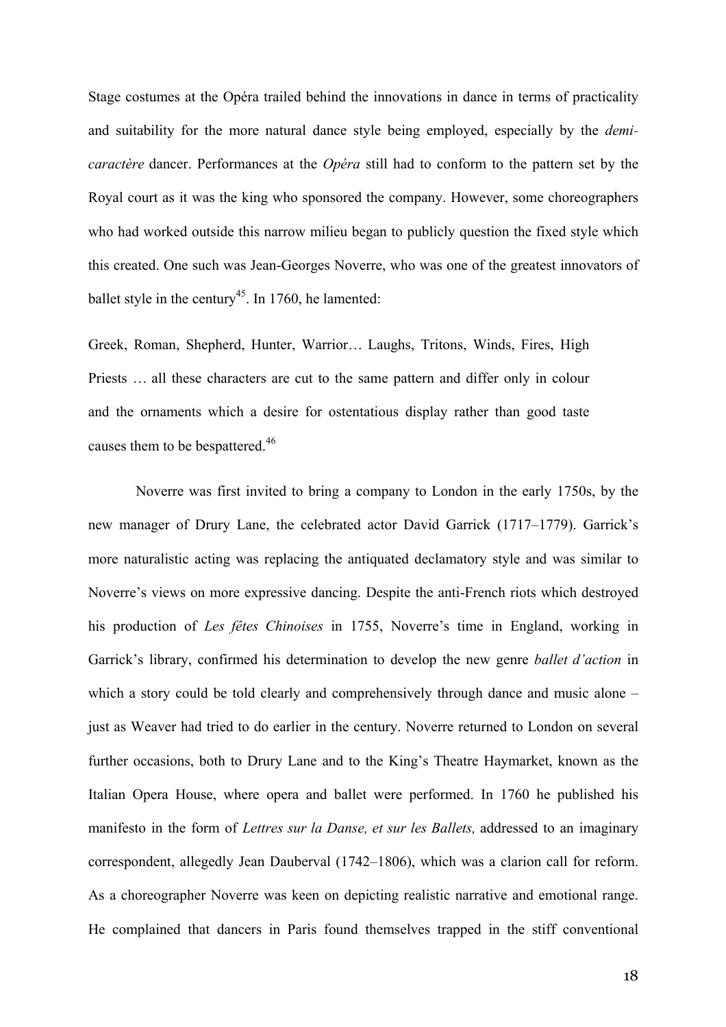Stage costumes at the Opéra trailed behind the innovations in dance in terms of practicality and suitability for the more natural dance style being employed, especially by the *demi-caractère* dancer. Performances at the *Opéra* still had to conform to the pattern set by the Royal court as it was the king who sponsored the company. However, some choreographers who had worked outside this narrow milieu began to publicly question the fixed style which this created. One such was Jean-Georges Noverre, who was one of the greatest innovators of ballet style in the century[45]. In 1760, he lamented:

> Greek, Roman, Shepherd, Hunter, Warrior… Laughs, Tritons, Winds, Fires, High Priests … all these characters are cut to the same pattern and differ only in colour and the ornaments which a desire for ostentatious display rather than good taste causes them to be bespattered.[46]

Noverre was first invited to bring a company to London in the early 1750s, by the new manager of Drury Lane, the celebrated actor David Garrick (1717–1779). Garrick's more naturalistic acting was replacing the antiquated declamatory style and was similar to Noverre's views on more expressive dancing. Despite the anti-French riots which destroyed his production of *Les fêtes Chinoises* in 1755, Noverre's time in England, working in Garrick's library, confirmed his determination to develop the new genre *ballet d'action* in which a story could be told clearly and comprehensively through dance and music alone – just as Weaver had tried to do earlier in the century. Noverre returned to London on several further occasions, both to Drury Lane and to the King's Theatre Haymarket, known as the Italian Opera House, where opera and ballet were performed. In 1760 he published his manifesto in the form of *Lettres sur la Danse, et sur les Ballets,* addressed to an imaginary correspondent, allegedly Jean Dauberval (1742–1806), which was a clarion call for reform. As a choreographer Noverre was keen on depicting realistic narrative and emotional range. He complained that dancers in Paris found themselves trapped in the stiff conventional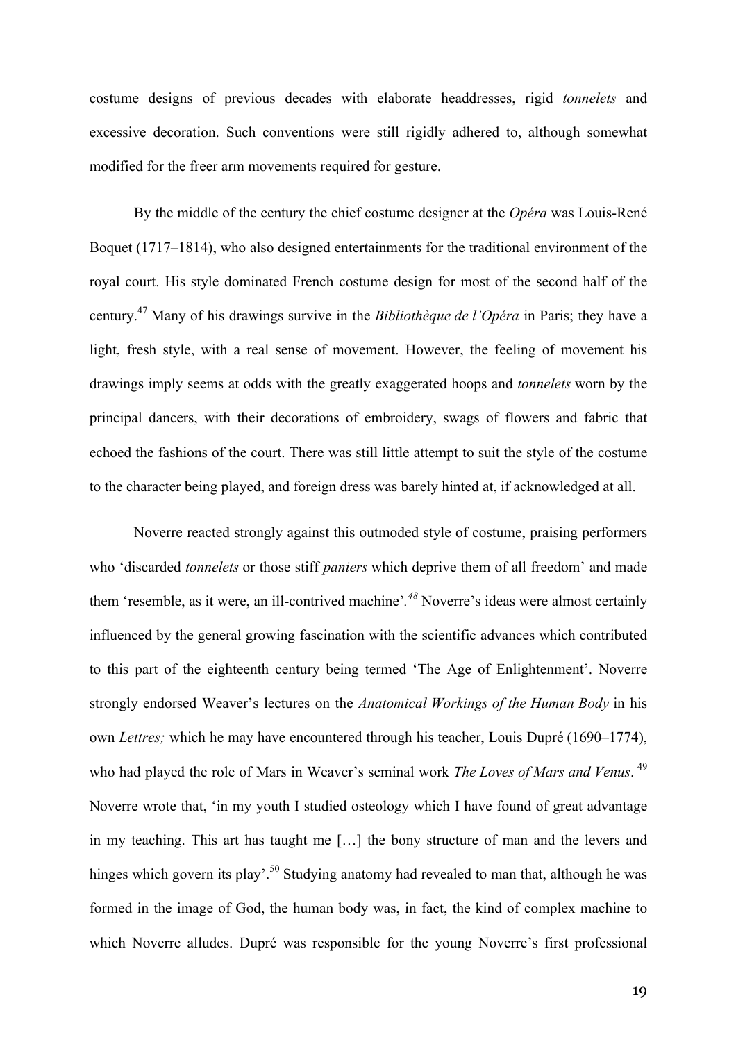costume designs of previous decades with elaborate headdresses, rigid *tonnelets* and excessive decoration. Such conventions were still rigidly adhered to, although somewhat modified for the freer arm movements required for gesture.

By the middle of the century the chief costume designer at the *Opéra* was Louis-René Boquet (1717–1814), who also designed entertainments for the traditional environment of the royal court. His style dominated French costume design for most of the second half of the century.[47] Many of his drawings survive in the *Bibliothèque de l'Opéra* in Paris; they have a light, fresh style, with a real sense of movement. However, the feeling of movement his drawings imply seems at odds with the greatly exaggerated hoops and *tonnelets* worn by the principal dancers, with their decorations of embroidery, swags of flowers and fabric that echoed the fashions of the court. There was still little attempt to suit the style of the costume to the character being played, and foreign dress was barely hinted at, if acknowledged at all.

Noverre reacted strongly against this outmoded style of costume, praising performers who 'discarded *tonnelets* or those stiff *paniers* which deprive them of all freedom' and made them 'resemble, as it were, an ill-contrived machine'.[48] Noverre's ideas were almost certainly influenced by the general growing fascination with the scientific advances which contributed to this part of the eighteenth century being termed 'The Age of Enlightenment'. Noverre strongly endorsed Weaver's lectures on the *Anatomical Workings of the Human Body* in his own *Lettres;* which he may have encountered through his teacher, Louis Dupré (1690–1774), who had played the role of Mars in Weaver's seminal work *The Loves of Mars and Venus*.[49] Noverre wrote that, 'in my youth I studied osteology which I have found of great advantage in my teaching. This art has taught me […] the bony structure of man and the levers and hinges which govern its play'.[50] Studying anatomy had revealed to man that, although he was formed in the image of God, the human body was, in fact, the kind of complex machine to which Noverre alludes. Dupré was responsible for the young Noverre's first professional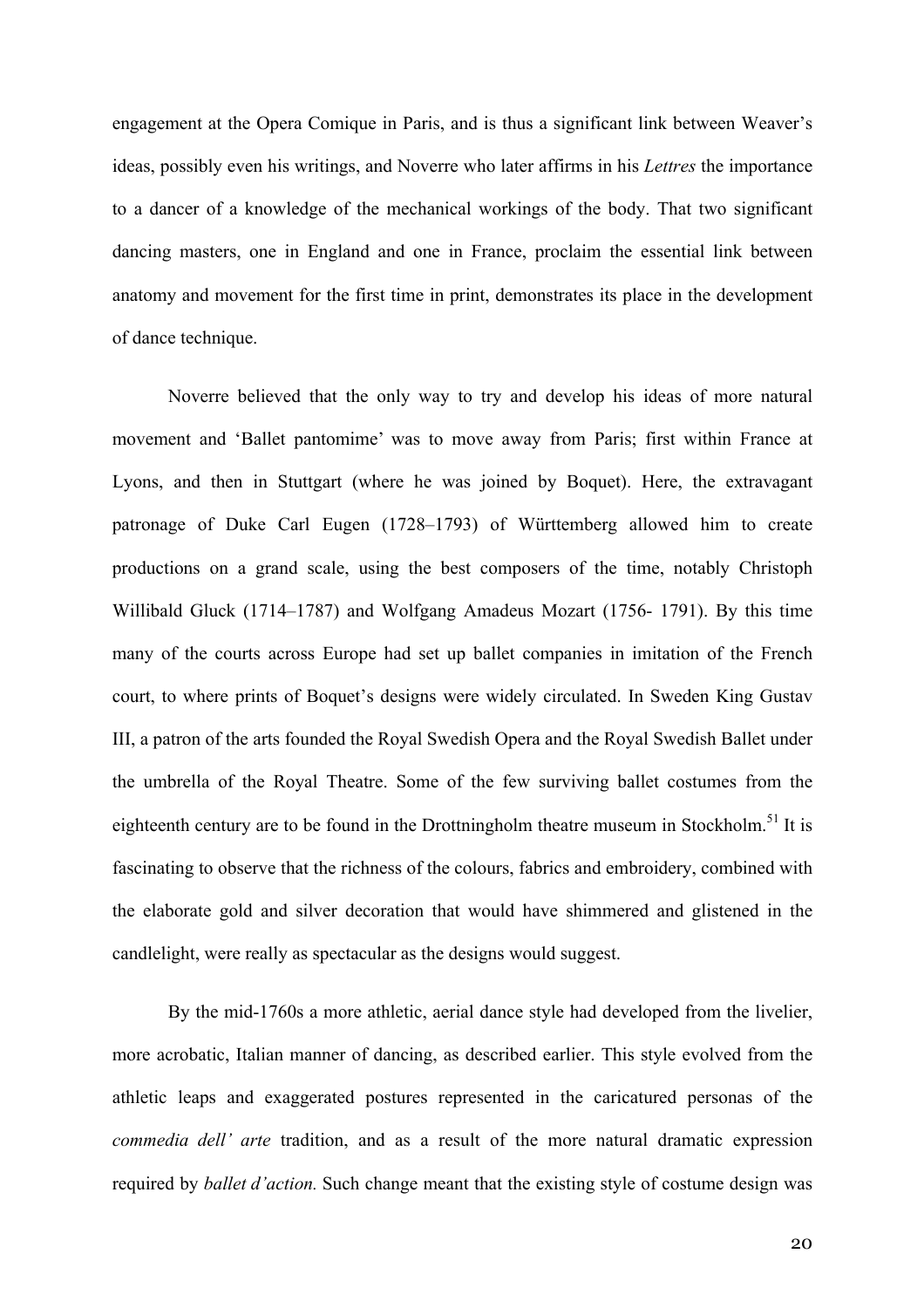engagement at the Opera Comique in Paris, and is thus a significant link between Weaver's ideas, possibly even his writings, and Noverre who later affirms in his *Lettres* the importance to a dancer of a knowledge of the mechanical workings of the body. That two significant dancing masters, one in England and one in France, proclaim the essential link between anatomy and movement for the first time in print, demonstrates its place in the development of dance technique.

Noverre believed that the only way to try and develop his ideas of more natural movement and 'Ballet pantomime' was to move away from Paris; first within France at Lyons, and then in Stuttgart (where he was joined by Boquet). Here, the extravagant patronage of Duke Carl Eugen (1728–1793) of Württemberg allowed him to create productions on a grand scale, using the best composers of the time, notably Christoph Willibald Gluck (1714–1787) and Wolfgang Amadeus Mozart (1756- 1791). By this time many of the courts across Europe had set up ballet companies in imitation of the French court, to where prints of Boquet's designs were widely circulated. In Sweden King Gustav III, a patron of the arts founded the Royal Swedish Opera and the Royal Swedish Ballet under the umbrella of the Royal Theatre. Some of the few surviving ballet costumes from the eighteenth century are to be found in the Drottningholm theatre museum in Stockholm.[51] It is fascinating to observe that the richness of the colours, fabrics and embroidery, combined with the elaborate gold and silver decoration that would have shimmered and glistened in the candlelight, were really as spectacular as the designs would suggest.

By the mid-1760s a more athletic, aerial dance style had developed from the livelier, more acrobatic, Italian manner of dancing, as described earlier. This style evolved from the athletic leaps and exaggerated postures represented in the caricatured personas of the *commedia dell' arte* tradition, and as a result of the more natural dramatic expression required by *ballet d'action.* Such change meant that the existing style of costume design was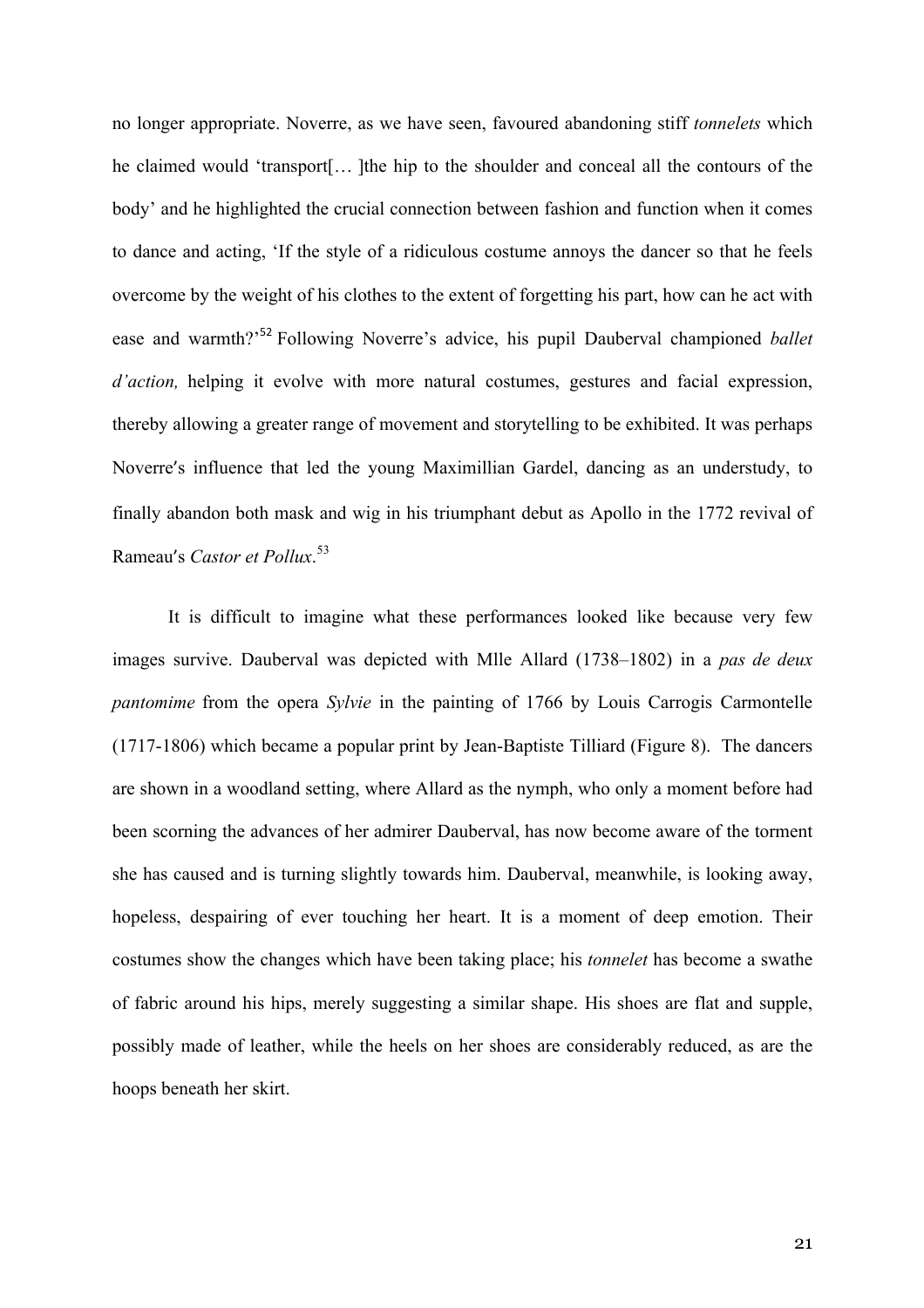no longer appropriate. Noverre, as we have seen, favoured abandoning stiff *tonnelets* which he claimed would 'transport[… ]the hip to the shoulder and conceal all the contours of the body' and he highlighted the crucial connection between fashion and function when it comes to dance and acting, 'If the style of a ridiculous costume annoys the dancer so that he feels overcome by the weight of his clothes to the extent of forgetting his part, how can he act with ease and warmth?'[52] Following Noverre's advice, his pupil Dauberval championed *ballet d'action,* helping it evolve with more natural costumes, gestures and facial expression, thereby allowing a greater range of movement and storytelling to be exhibited. It was perhaps Noverre′s influence that led the young Maximillian Gardel, dancing as an understudy, to finally abandon both mask and wig in his triumphant debut as Apollo in the 1772 revival of Rameau′s *Castor et Pollux*.[53]

It is difficult to imagine what these performances looked like because very few images survive. Dauberval was depicted with Mlle Allard (1738–1802) in a *pas de deux pantomime* from the opera *Sylvie* in the painting of 1766 by Louis Carrogis Carmontelle (1717-1806) which became a popular print by Jean-Baptiste Tilliard (Figure 8). The dancers are shown in a woodland setting, where Allard as the nymph, who only a moment before had been scorning the advances of her admirer Dauberval, has now become aware of the torment she has caused and is turning slightly towards him. Dauberval, meanwhile, is looking away, hopeless, despairing of ever touching her heart. It is a moment of deep emotion. Their costumes show the changes which have been taking place; his *tonnelet* has become a swathe of fabric around his hips, merely suggesting a similar shape. His shoes are flat and supple, possibly made of leather, while the heels on her shoes are considerably reduced, as are the hoops beneath her skirt.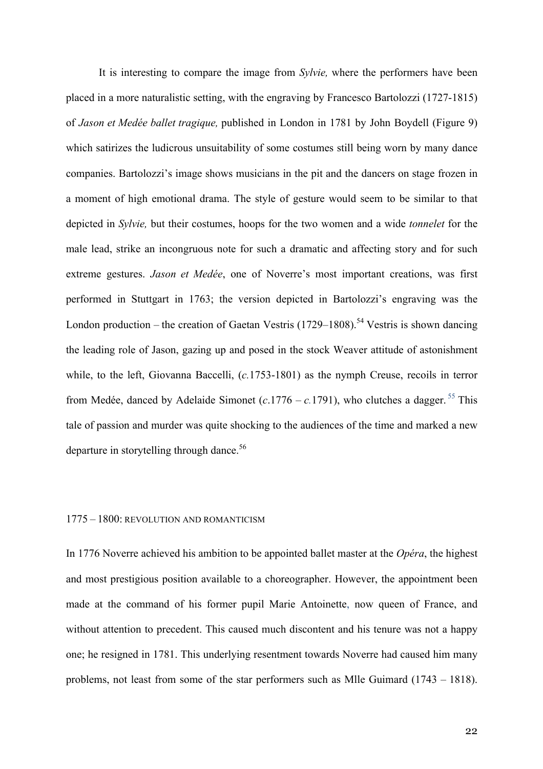It is interesting to compare the image from *Sylvie,* where the performers have been placed in a more naturalistic setting, with the engraving by Francesco Bartolozzi (1727-1815) of *Jason et Medée ballet tragique,* published in London in 1781 by John Boydell (Figure 9) which satirizes the ludicrous unsuitability of some costumes still being worn by many dance companies. Bartolozzi's image shows musicians in the pit and the dancers on stage frozen in a moment of high emotional drama. The style of gesture would seem to be similar to that depicted in *Sylvie,* but their costumes, hoops for the two women and a wide *tonnelet* for the male lead, strike an incongruous note for such a dramatic and affecting story and for such extreme gestures. *Jason et Medée*, one of Noverre's most important creations, was first performed in Stuttgart in 1763; the version depicted in Bartolozzi's engraving was the London production – the creation of Gaetan Vestris (1729–1808).[54] Vestris is shown dancing the leading role of Jason, gazing up and posed in the stock Weaver attitude of astonishment while, to the left, Giovanna Baccelli, (*c.*1753-1801) as the nymph Creuse, recoils in terror from Medée, danced by Adelaide Simonet (*c*.1776 – *c.*1791), who clutches a dagger.[55] This tale of passion and murder was quite shocking to the audiences of the time and marked a new departure in storytelling through dance.[56]

## 1775 – 1800: REVOLUTION AND ROMANTICISM

In 1776 Noverre achieved his ambition to be appointed ballet master at the *Opéra*, the highest and most prestigious position available to a choreographer. However, the appointment been made at the command of his former pupil Marie Antoinette, now queen of France, and without attention to precedent. This caused much discontent and his tenure was not a happy one; he resigned in 1781. This underlying resentment towards Noverre had caused him many problems, not least from some of the star performers such as Mlle Guimard (1743 – 1818).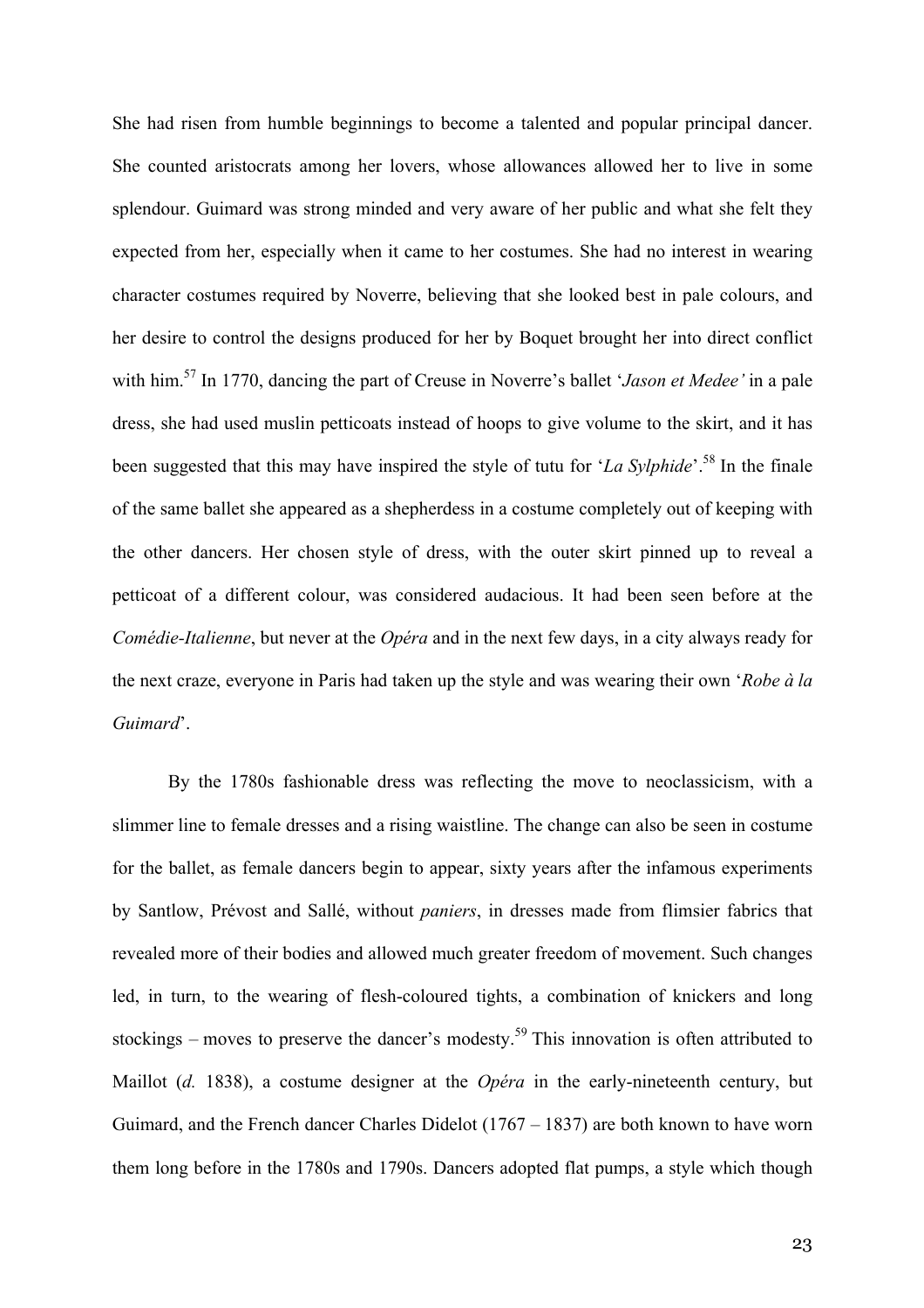She had risen from humble beginnings to become a talented and popular principal dancer. She counted aristocrats among her lovers, whose allowances allowed her to live in some splendour. Guimard was strong minded and very aware of her public and what she felt they expected from her, especially when it came to her costumes. She had no interest in wearing character costumes required by Noverre, believing that she looked best in pale colours, and her desire to control the designs produced for her by Boquet brought her into direct conflict with him.[57] In 1770, dancing the part of Creuse in Noverre's ballet '*Jason et Medee'* in a pale dress, she had used muslin petticoats instead of hoops to give volume to the skirt, and it has been suggested that this may have inspired the style of tutu for '*La Sylphide*'.[58] In the finale of the same ballet she appeared as a shepherdess in a costume completely out of keeping with the other dancers. Her chosen style of dress, with the outer skirt pinned up to reveal a petticoat of a different colour, was considered audacious. It had been seen before at the *Comédie-Italienne*, but never at the *Opéra* and in the next few days, in a city always ready for the next craze, everyone in Paris had taken up the style and was wearing their own '*Robe à la Guimard*'.

By the 1780s fashionable dress was reflecting the move to neoclassicism, with a slimmer line to female dresses and a rising waistline. The change can also be seen in costume for the ballet, as female dancers begin to appear, sixty years after the infamous experiments by Santlow, Prévost and Sallé, without *paniers*, in dresses made from flimsier fabrics that revealed more of their bodies and allowed much greater freedom of movement. Such changes led, in turn, to the wearing of flesh-coloured tights, a combination of knickers and long stockings – moves to preserve the dancer's modesty.[59] This innovation is often attributed to Maillot (*d.* 1838), a costume designer at the *Opéra* in the early-nineteenth century, but Guimard, and the French dancer Charles Didelot (1767 – 1837) are both known to have worn them long before in the 1780s and 1790s. Dancers adopted flat pumps, a style which though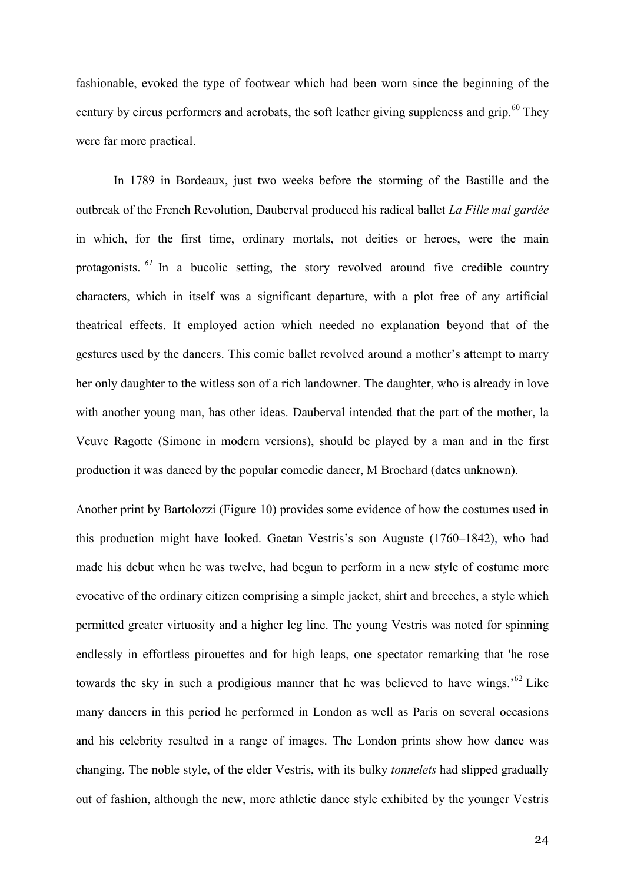fashionable, evoked the type of footwear which had been worn since the beginning of the century by circus performers and acrobats, the soft leather giving suppleness and grip.[60] They were far more practical.

In 1789 in Bordeaux, just two weeks before the storming of the Bastille and the outbreak of the French Revolution, Dauberval produced his radical ballet *La Fille mal gardée* in which, for the first time, ordinary mortals, not deities or heroes, were the main protagonists.[61] In a bucolic setting, the story revolved around five credible country characters, which in itself was a significant departure, with a plot free of any artificial theatrical effects. It employed action which needed no explanation beyond that of the gestures used by the dancers. This comic ballet revolved around a mother's attempt to marry her only daughter to the witless son of a rich landowner. The daughter, who is already in love with another young man, has other ideas. Dauberval intended that the part of the mother, la Veuve Ragotte (Simone in modern versions), should be played by a man and in the first production it was danced by the popular comedic dancer, M Brochard (dates unknown).

Another print by Bartolozzi (Figure 10) provides some evidence of how the costumes used in this production might have looked. Gaetan Vestris's son Auguste (1760–1842), who had made his debut when he was twelve, had begun to perform in a new style of costume more evocative of the ordinary citizen comprising a simple jacket, shirt and breeches, a style which permitted greater virtuosity and a higher leg line. The young Vestris was noted for spinning endlessly in effortless pirouettes and for high leaps, one spectator remarking that 'he rose towards the sky in such a prodigious manner that he was believed to have wings.'[62] Like many dancers in this period he performed in London as well as Paris on several occasions and his celebrity resulted in a range of images. The London prints show how dance was changing. The noble style, of the elder Vestris, with its bulky *tonnelets* had slipped gradually out of fashion, although the new, more athletic dance style exhibited by the younger Vestris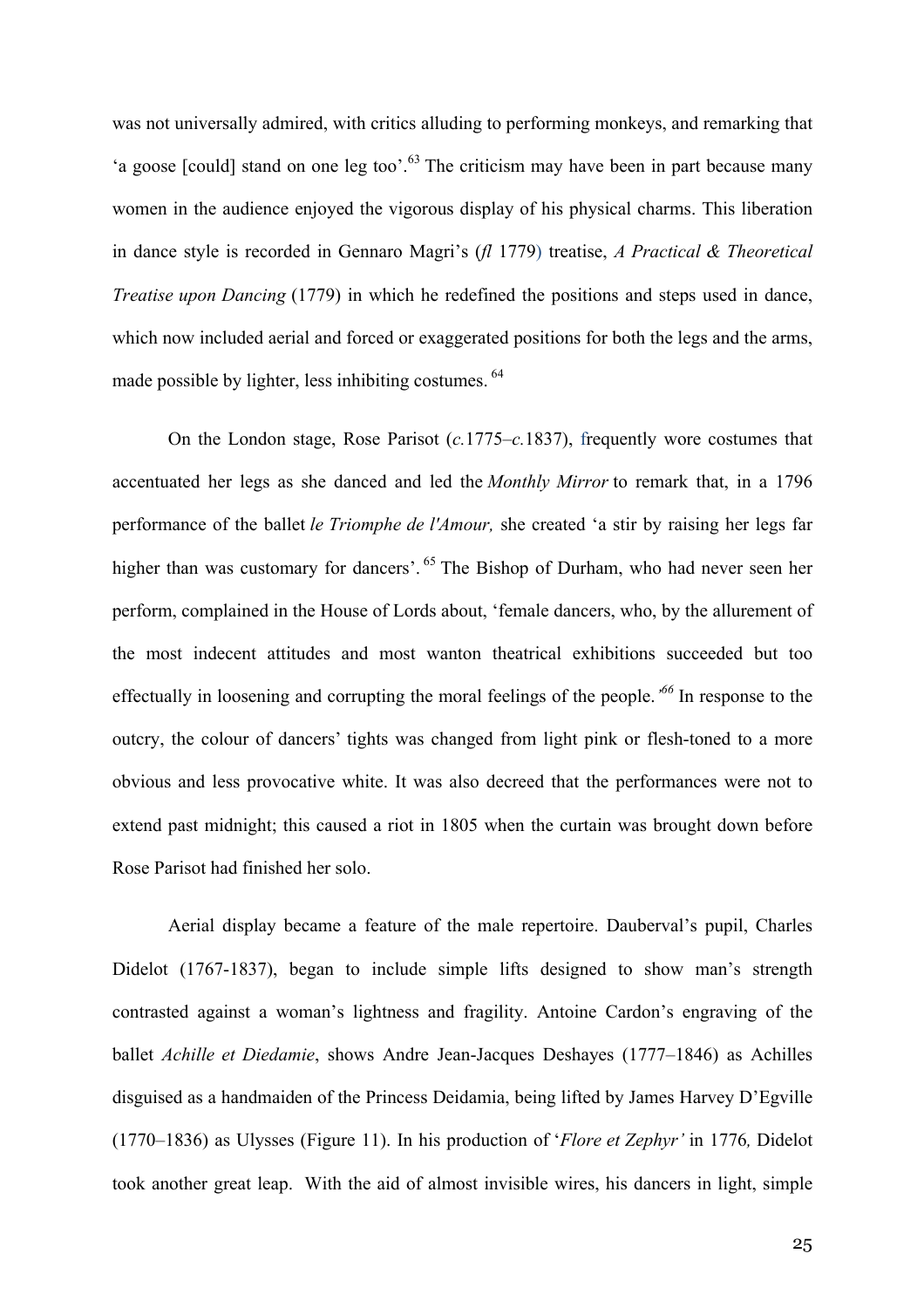was not universally admired, with critics alluding to performing monkeys, and remarking that 'a goose [could] stand on one leg too'.[63] The criticism may have been in part because many women in the audience enjoyed the vigorous display of his physical charms. This liberation in dance style is recorded in Gennaro Magri's (*fl* 1779) treatise, *A Practical & Theoretical Treatise upon Dancing* (1779) in which he redefined the positions and steps used in dance, which now included aerial and forced or exaggerated positions for both the legs and the arms, made possible by lighter, less inhibiting costumes. [64]

On the London stage, Rose Parisot (*c.*1775–*c.*1837), frequently wore costumes that accentuated her legs as she danced and led the *Monthly Mirror* to remark that, in a 1796 performance of the ballet *le Triomphe de l'Amour,* she created 'a stir by raising her legs far higher than was customary for dancers'. [65] The Bishop of Durham, who had never seen her perform, complained in the House of Lords about, 'female dancers, who, by the allurement of the most indecent attitudes and most wanton theatrical exhibitions succeeded but too effectually in loosening and corrupting the moral feelings of the people.'[66] In response to the outcry, the colour of dancers' tights was changed from light pink or flesh-toned to a more obvious and less provocative white. It was also decreed that the performances were not to extend past midnight; this caused a riot in 1805 when the curtain was brought down before Rose Parisot had finished her solo.

Aerial display became a feature of the male repertoire. Dauberval's pupil, Charles Didelot (1767-1837), began to include simple lifts designed to show man's strength contrasted against a woman's lightness and fragility. Antoine Cardon's engraving of the ballet *Achille et Diedamie*, shows Andre Jean-Jacques Deshayes (1777–1846) as Achilles disguised as a handmaiden of the Princess Deidamia, being lifted by James Harvey D'Egville (1770–1836) as Ulysses (Figure 11). In his production of '*Flore et Zephyr'* in 1776*,* Didelot took another great leap. With the aid of almost invisible wires, his dancers in light, simple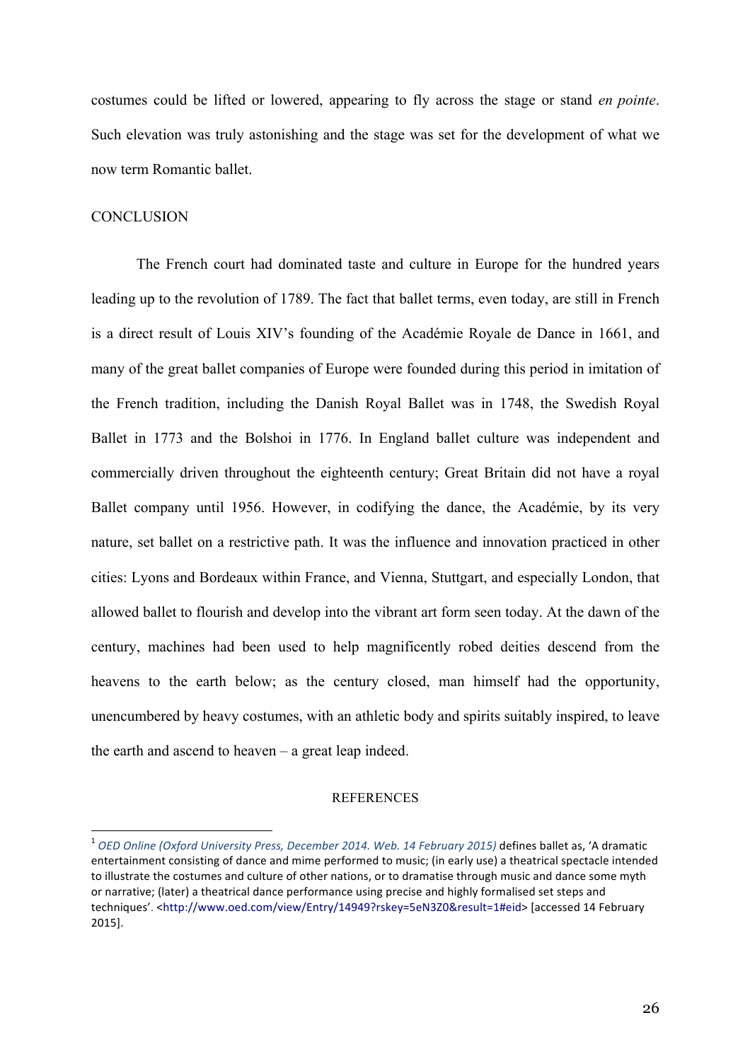costumes could be lifted or lowered, appearing to fly across the stage or stand *en pointe*. Such elevation was truly astonishing and the stage was set for the development of what we now term Romantic ballet.

## CONCLUSION

The French court had dominated taste and culture in Europe for the hundred years leading up to the revolution of 1789. The fact that ballet terms, even today, are still in French is a direct result of Louis XIV's founding of the Académie Royale de Dance in 1661, and many of the great ballet companies of Europe were founded during this period in imitation of the French tradition, including the Danish Royal Ballet was in 1748, the Swedish Royal Ballet in 1773 and the Bolshoi in 1776. In England ballet culture was independent and commercially driven throughout the eighteenth century; Great Britain did not have a royal Ballet company until 1956. However, in codifying the dance, the Académie, by its very nature, set ballet on a restrictive path. It was the influence and innovation practiced in other cities: Lyons and Bordeaux within France, and Vienna, Stuttgart, and especially London, that allowed ballet to flourish and develop into the vibrant art form seen today. At the dawn of the century, machines had been used to help magnificently robed deities descend from the heavens to the earth below; as the century closed, man himself had the opportunity, unencumbered by heavy costumes, with an athletic body and spirits suitably inspired, to leave the earth and ascend to heaven – a great leap indeed.

## REFERENCES

[1] *OED Online (Oxford University Press, December 2014. Web. 14 February 2015)* defines ballet as, 'A dramatic entertainment consisting of dance and mime performed to music; (in early use) a theatrical spectacle intended to illustrate the costumes and culture of other nations, or to dramatise through music and dance some myth or narrative; (later) a theatrical dance performance using precise and highly formalised set steps and techniques'. <http://www.oed.com/view/Entry/14949?rskey=5eN3Z0&result=1#eid> [accessed 14 February 2015].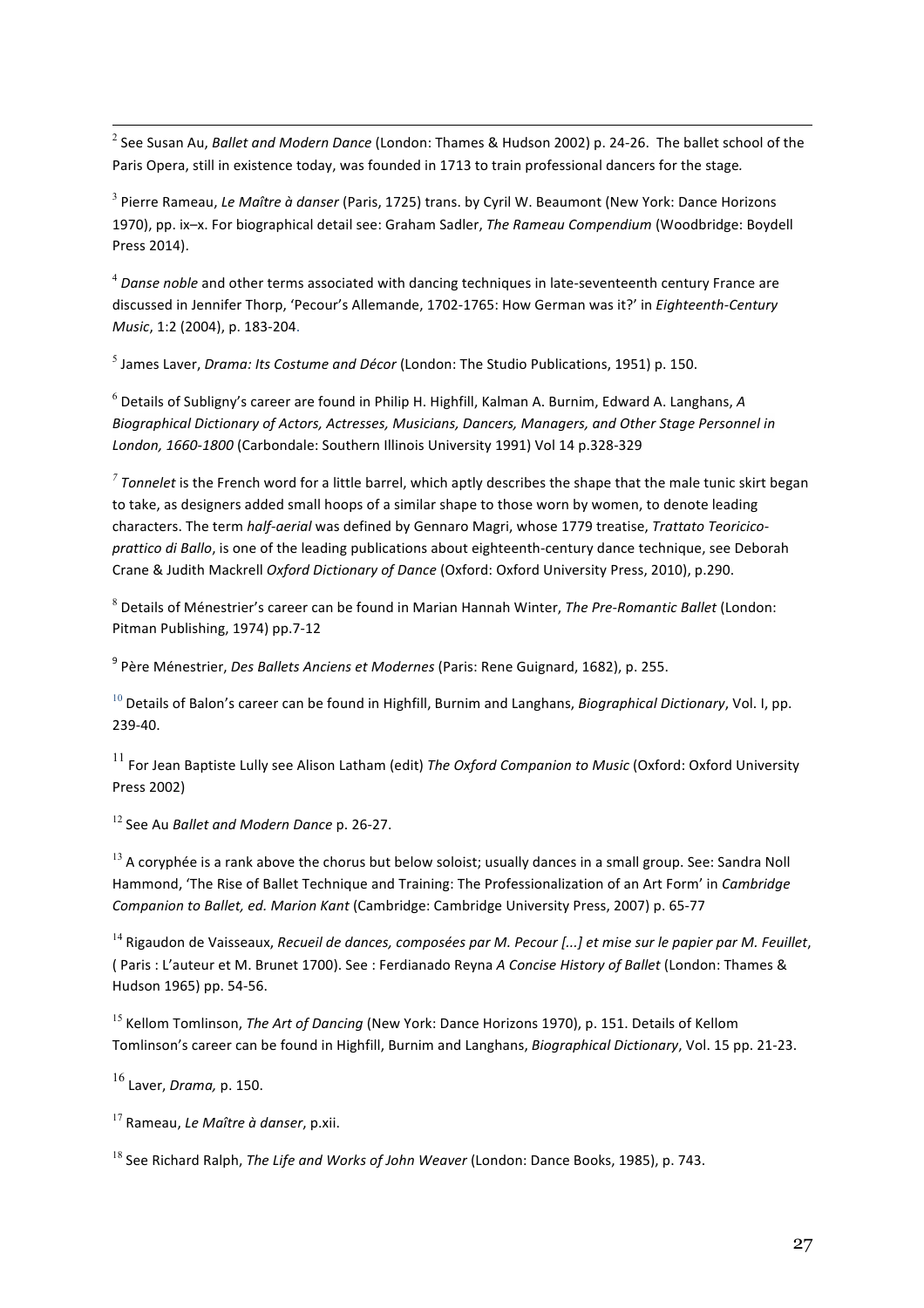[2] See Susan Au, *Ballet and Modern Dance* (London: Thames & Hudson 2002) p. 24-26. The ballet school of the Paris Opera, still in existence today, was founded in 1713 to train professional dancers for the stage.

[3] Pierre Rameau, *Le Maître à danser* (Paris, 1725) trans. by Cyril W. Beaumont (New York: Dance Horizons 1970), pp. ix–x. For biographical detail see: Graham Sadler, *The Rameau Compendium* (Woodbridge: Boydell Press 2014).

[4] *Danse noble* and other terms associated with dancing techniques in late-seventeenth century France are discussed in Jennifer Thorp, 'Pecour's Allemande, 1702-1765: How German was it?' in *Eighteenth-Century Music*, 1:2 (2004), p. 183-204.

[5] James Laver, *Drama: Its Costume and Décor* (London: The Studio Publications, 1951) p. 150.

[6] Details of Subligny's career are found in Philip H. Highfill, Kalman A. Burnim, Edward A. Langhans, *A Biographical Dictionary of Actors, Actresses, Musicians, Dancers, Managers, and Other Stage Personnel in London, 1660-1800* (Carbondale: Southern Illinois University 1991) Vol 14 p.328-329

[7] *Tonnelet* is the French word for a little barrel, which aptly describes the shape that the male tunic skirt began to take, as designers added small hoops of a similar shape to those worn by women, to denote leading characters. The term *half-aerial* was defined by Gennaro Magri, whose 1779 treatise, *Trattato Teoricico-prattico di Ballo*, is one of the leading publications about eighteenth-century dance technique, see Deborah Crane & Judith Mackrell *Oxford Dictionary of Dance* (Oxford: Oxford University Press, 2010), p.290.

[8] Details of Ménestrier's career can be found in Marian Hannah Winter, *The Pre-Romantic Ballet* (London: Pitman Publishing, 1974) pp.7-12

[9] Père Ménestrier, *Des Ballets Anciens et Modernes* (Paris: Rene Guignard, 1682), p. 255.

[10] Details of Balon's career can be found in Highfill, Burnim and Langhans, *Biographical Dictionary*, Vol. I, pp. 239-40.

[11] For Jean Baptiste Lully see Alison Latham (edit) *The Oxford Companion to Music* (Oxford: Oxford University Press 2002)

[12] See Au *Ballet and Modern Dance* p. 26-27.

[13] A coryphée is a rank above the chorus but below soloist; usually dances in a small group. See: Sandra Noll Hammond, 'The Rise of Ballet Technique and Training: The Professionalization of an Art Form' in *Cambridge Companion to Ballet, ed. Marion Kant* (Cambridge: Cambridge University Press, 2007) p. 65-77

[14] Rigaudon de Vaisseaux, *Recueil de dances, composées par M. Pecour [...] et mise sur le papier par M. Feuillet*, ( Paris : L'auteur et M. Brunet 1700). See : Ferdianado Reyna *A Concise History of Ballet* (London: Thames & Hudson 1965) pp. 54-56.

[15] Kellom Tomlinson, *The Art of Dancing* (New York: Dance Horizons 1970), p. 151. Details of Kellom Tomlinson's career can be found in Highfill, Burnim and Langhans, *Biographical Dictionary*, Vol. 15 pp. 21-23.

[16] Laver, *Drama,* p. 150.

[17] Rameau, *Le Maître à danser*, p.xii.

[18] See Richard Ralph, *The Life and Works of John Weaver* (London: Dance Books, 1985), p. 743.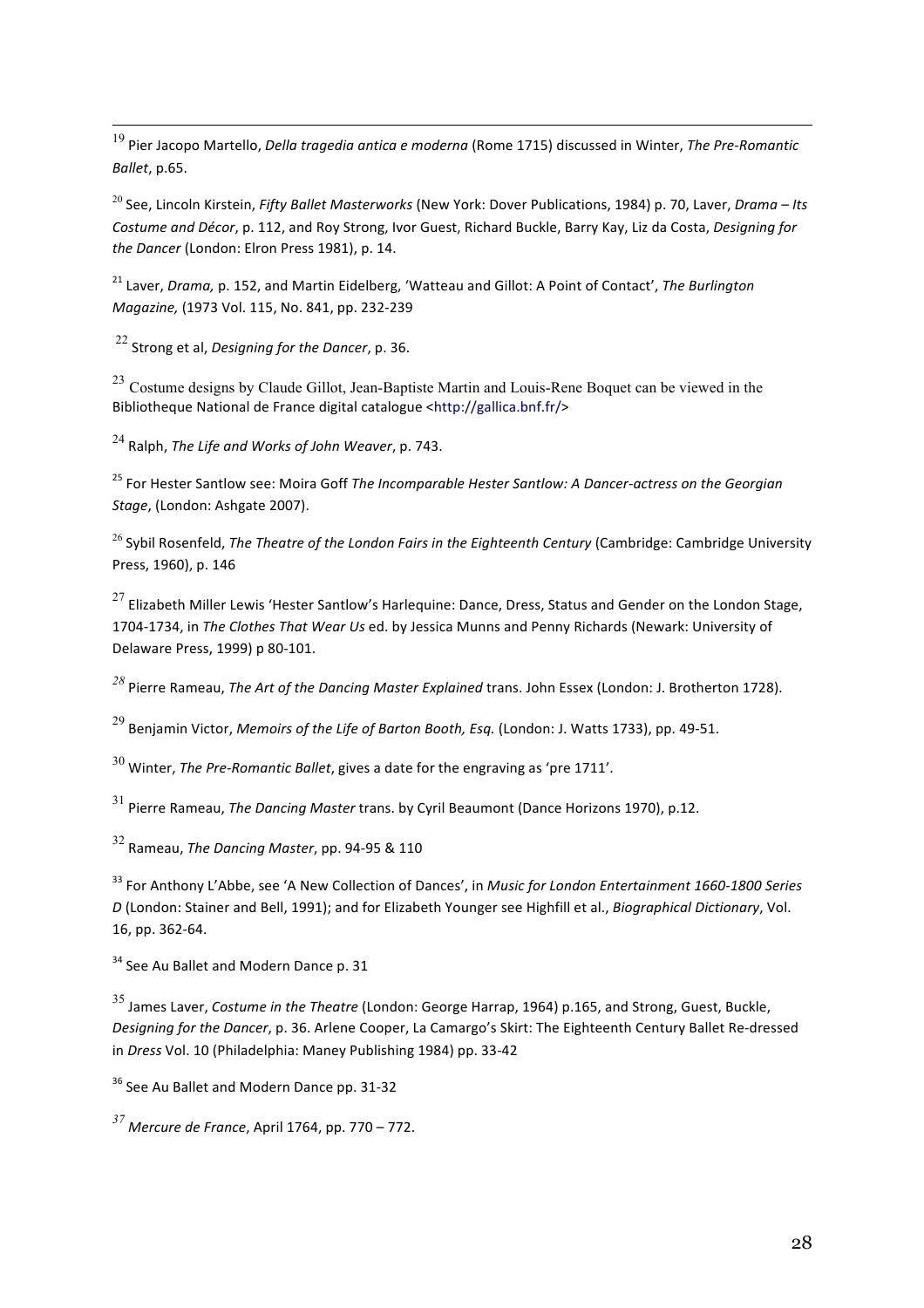[19] Pier Jacopo Martello, *Della tragedia antica e moderna* (Rome 1715) discussed in Winter, *The Pre-Romantic Ballet*, p.65.

[20] See, Lincoln Kirstein, *Fifty Ballet Masterworks* (New York: Dover Publications, 1984) p. 70, Laver, *Drama – Its Costume and Décor*, p. 112, and Roy Strong, Ivor Guest, Richard Buckle, Barry Kay, Liz da Costa, *Designing for the Dancer* (London: Elron Press 1981), p. 14.

[21] Laver, *Drama,* p. 152, and Martin Eidelberg, 'Watteau and Gillot: A Point of Contact', *The Burlington Magazine,* (1973 Vol. 115, No. 841, pp. 232-239

[22] Strong et al, *Designing for the Dancer*, p. 36.

[23] Costume designs by Claude Gillot, Jean-Baptiste Martin and Louis-Rene Boquet can be viewed in the Bibliotheque National de France digital catalogue <http://gallica.bnf.fr/>

[24] Ralph, *The Life and Works of John Weaver*, p. 743.

[25] For Hester Santlow see: Moira Goff *The Incomparable Hester Santlow: A Dancer-actress on the Georgian Stage*, (London: Ashgate 2007).

[26] Sybil Rosenfeld, *The Theatre of the London Fairs in the Eighteenth Century* (Cambridge: Cambridge University Press, 1960), p. 146

[27] Elizabeth Miller Lewis 'Hester Santlow's Harlequine: Dance, Dress, Status and Gender on the London Stage, 1704-1734, in *The Clothes That Wear Us* ed. by Jessica Munns and Penny Richards (Newark: University of Delaware Press, 1999) p 80-101.

[28] Pierre Rameau, *The Art of the Dancing Master Explained* trans. John Essex (London: J. Brotherton 1728).

[29] Benjamin Victor, *Memoirs of the Life of Barton Booth, Esq.* (London: J. Watts 1733), pp. 49-51.

[30] Winter, *The Pre-Romantic Ballet*, gives a date for the engraving as 'pre 1711'.

[31] Pierre Rameau, *The Dancing Master* trans. by Cyril Beaumont (Dance Horizons 1970), p.12.

[32] Rameau, *The Dancing Master*, pp. 94-95 & 110

[33] For Anthony L'Abbe, see 'A New Collection of Dances', in *Music for London Entertainment 1660-1800 Series D* (London: Stainer and Bell, 1991); and for Elizabeth Younger see Highfill et al., *Biographical Dictionary*, Vol. 16, pp. 362-64.

[34] See Au Ballet and Modern Dance p. 31

[35] James Laver, *Costume in the Theatre* (London: George Harrap, 1964) p.165, and Strong, Guest, Buckle, *Designing for the Dancer*, p. 36. Arlene Cooper, La Camargo's Skirt: The Eighteenth Century Ballet Re-dressed in *Dress* Vol. 10 (Philadelphia: Maney Publishing 1984) pp. 33-42

[36] See Au Ballet and Modern Dance pp. 31-32

[37] *Mercure de France*, April 1764, pp. 770 – 772.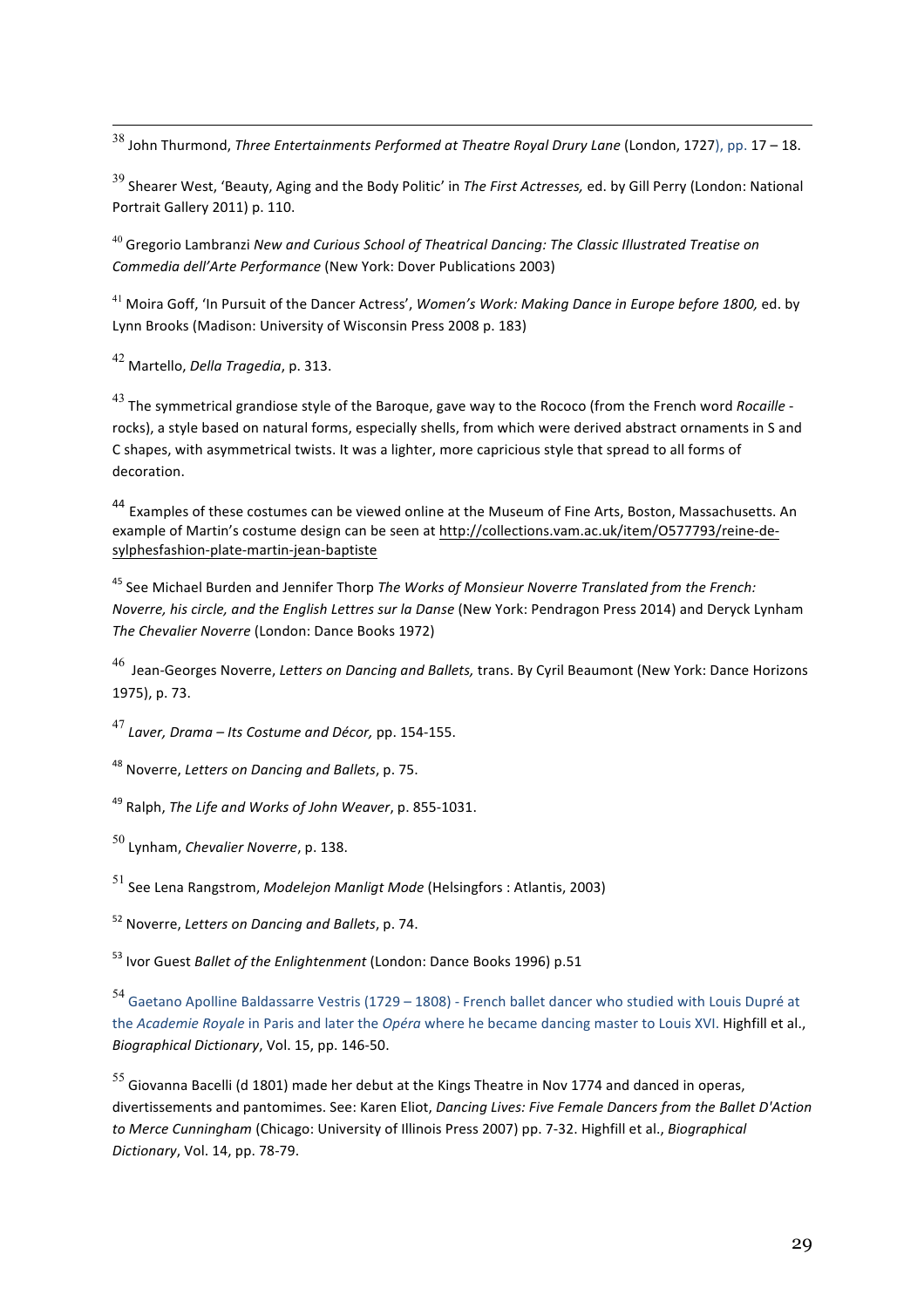[38] John Thurmond, *Three Entertainments Performed at Theatre Royal Drury Lane* (London, 1727), pp. 17 – 18.

[39] Shearer West, 'Beauty, Aging and the Body Politic' in *The First Actresses,* ed. by Gill Perry (London: National Portrait Gallery 2011) p. 110.

[40] Gregorio Lambranzi *New and Curious School of Theatrical Dancing: The Classic Illustrated Treatise on Commedia dell'Arte Performance* (New York: Dover Publications 2003)

[41] Moira Goff, 'In Pursuit of the Dancer Actress', *Women's Work: Making Dance in Europe before 1800,* ed. by Lynn Brooks (Madison: University of Wisconsin Press 2008 p. 183)

[42] Martello, *Della Tragedia*, p. 313.

[43] The symmetrical grandiose style of the Baroque, gave way to the Rococo (from the French word *Rocaille* - rocks), a style based on natural forms, especially shells, from which were derived abstract ornaments in S and C shapes, with asymmetrical twists. It was a lighter, more capricious style that spread to all forms of decoration.

[44] Examples of these costumes can be viewed online at the Museum of Fine Arts, Boston, Massachusetts. An example of Martin's costume design can be seen at http://collections.vam.ac.uk/item/O577793/reine-de-sylphesfashion-plate-martin-jean-baptiste

[45] See Michael Burden and Jennifer Thorp *The Works of Monsieur Noverre Translated from the French: Noverre, his circle, and the English Lettres sur la Danse* (New York: Pendragon Press 2014) and Deryck Lynham *The Chevalier Noverre* (London: Dance Books 1972)

[46] Jean-Georges Noverre, *Letters on Dancing and Ballets,* trans. By Cyril Beaumont (New York: Dance Horizons 1975), p. 73.

[47] *Laver, Drama – Its Costume and Décor,* pp. 154-155.

[48] Noverre, *Letters on Dancing and Ballets*, p. 75.

[49] Ralph, *The Life and Works of John Weaver*, p. 855-1031.

[50] Lynham, *Chevalier Noverre*, p. 138.

[51] See Lena Rangstrom, *Modelejon Manligt Mode* (Helsingfors : Atlantis, 2003)

[52] Noverre, *Letters on Dancing and Ballets*, p. 74.

[53] Ivor Guest *Ballet of the Enlightenment* (London: Dance Books 1996) p.51

[54] Gaetano Apolline Baldassarre Vestris (1729 – 1808) - French ballet dancer who studied with Louis Dupré at the *Academie Royale* in Paris and later the *Opéra* where he became dancing master to Louis XVI. Highfill et al., *Biographical Dictionary*, Vol. 15, pp. 146-50.

[55] Giovanna Bacelli (d 1801) made her debut at the Kings Theatre in Nov 1774 and danced in operas, divertissements and pantomimes. See: Karen Eliot, *Dancing Lives: Five Female Dancers from the Ballet D'Action to Merce Cunningham* (Chicago: University of Illinois Press 2007) pp. 7-32. Highfill et al., *Biographical Dictionary*, Vol. 14, pp. 78-79.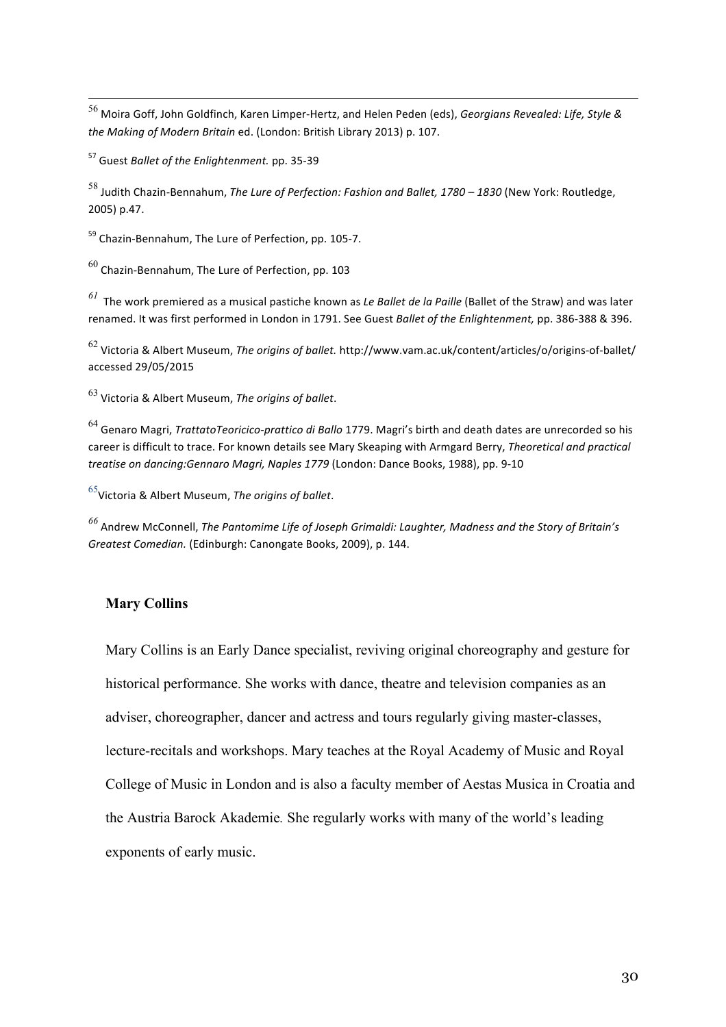[56] Moira Goff, John Goldfinch, Karen Limper-Hertz, and Helen Peden (eds), *Georgians Revealed: Life, Style & the Making of Modern Britain* ed. (London: British Library 2013) p. 107.

[57] Guest *Ballet of the Enlightenment.* pp. 35-39

[58] Judith Chazin-Bennahum, *The Lure of Perfection: Fashion and Ballet, 1780 – 1830* (New York: Routledge, 2005) p.47.

[59] Chazin-Bennahum, The Lure of Perfection, pp. 105-7.

[60] Chazin-Bennahum, The Lure of Perfection, pp. 103

[61] The work premiered as a musical pastiche known as *Le Ballet de la Paille* (Ballet of the Straw) and was later renamed. It was first performed in London in 1791. See Guest *Ballet of the Enlightenment,* pp. 386-388 & 396.

[62] Victoria & Albert Museum, *The origins of ballet.* http://www.vam.ac.uk/content/articles/o/origins-of-ballet/ accessed 29/05/2015

[63] Victoria & Albert Museum, *The origins of ballet*.

[64] Genaro Magri, *TrattatoTeoricico-prattico di Ballo* 1779. Magri's birth and death dates are unrecorded so his career is difficult to trace. For known details see Mary Skeaping with Armgard Berry, *Theoretical and practical treatise on dancing:Gennaro Magri, Naples 1779* (London: Dance Books, 1988), pp. 9-10

[65] Victoria & Albert Museum, *The origins of ballet*.

[66] Andrew McConnell, *The Pantomime Life of Joseph Grimaldi: Laughter, Madness and the Story of Britain's Greatest Comedian.* (Edinburgh: Canongate Books, 2009), p. 144.

## Mary Collins

Mary Collins is an Early Dance specialist, reviving original choreography and gesture for historical performance. She works with dance, theatre and television companies as an adviser, choreographer, dancer and actress and tours regularly giving master-classes, lecture-recitals and workshops. Mary teaches at the Royal Academy of Music and Royal College of Music in London and is also a faculty member of Aestas Musica in Croatia and the Austria Barock Akademie*.* She regularly works with many of the world's leading exponents of early music.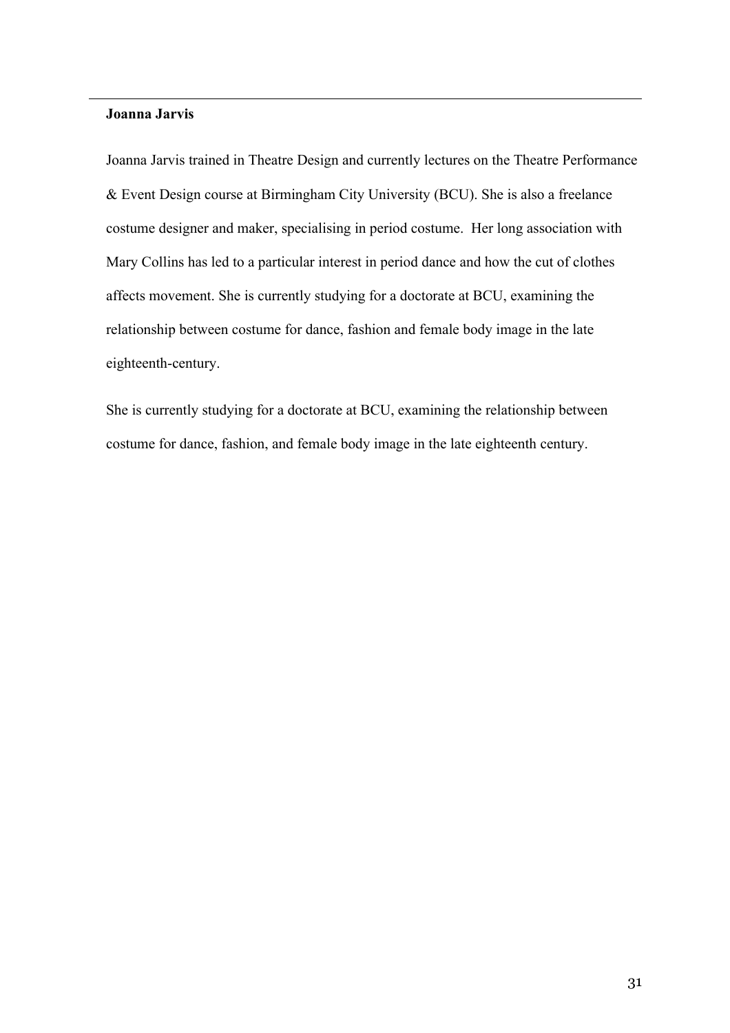**Joanna Jarvis**

Joanna Jarvis trained in Theatre Design and currently lectures on the Theatre Performance & Event Design course at Birmingham City University (BCU). She is also a freelance costume designer and maker, specialising in period costume.  Her long association with Mary Collins has led to a particular interest in period dance and how the cut of clothes affects movement. She is currently studying for a doctorate at BCU, examining the relationship between costume for dance, fashion and female body image in the late eighteenth-century.

She is currently studying for a doctorate at BCU, examining the relationship between costume for dance, fashion, and female body image in the late eighteenth century.